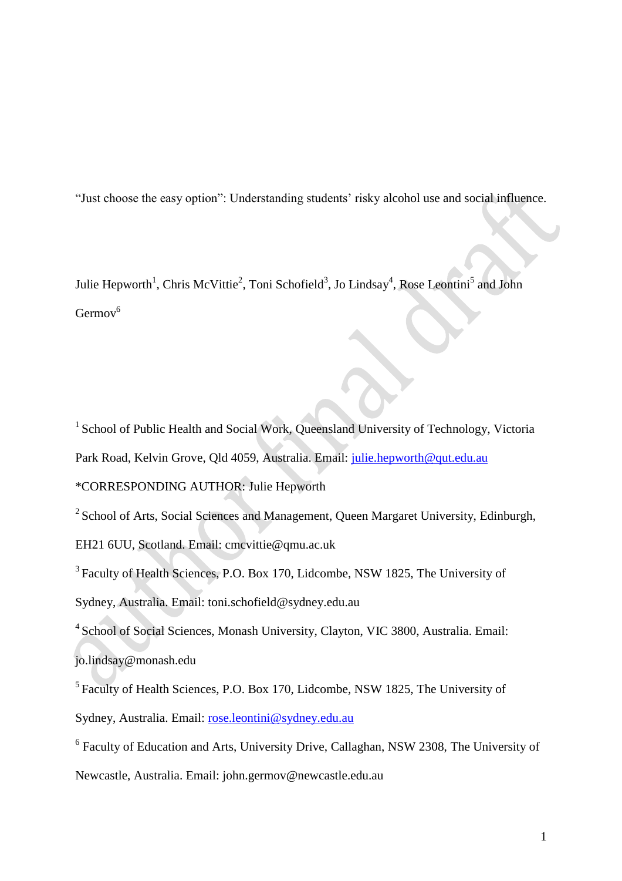# "Just choose the easy option": Understanding students' risky alcohol use and social influence.

Julie Hepworth[1], Chris McVittie[2], Toni Schofield[3], Jo Lindsay[4], Rose Leontini[5] and John Germov[6]

[1] School of Public Health and Social Work, Queensland University of Technology, Victoria Park Road, Kelvin Grove, Qld 4059, Australia. Email: julie.hepworth@qut.edu.au

*CORRESPONDING AUTHOR: Julie Hepworth

[2] School of Arts, Social Sciences and Management, Queen Margaret University, Edinburgh, EH21 6UU, Scotland. Email: cmcvittie@qmu.ac.uk

[3] Faculty of Health Sciences, P.O. Box 170, Lidcombe, NSW 1825, The University of Sydney, Australia. Email: toni.schofield@sydney.edu.au

[4] School of Social Sciences, Monash University, Clayton, VIC 3800, Australia. Email: jo.lindsay@monash.edu

[5] Faculty of Health Sciences, P.O. Box 170, Lidcombe, NSW 1825, The University of Sydney, Australia. Email: rose.leontini@sydney.edu.au

[6] Faculty of Education and Arts, University Drive, Callaghan, NSW 2308, The University of Newcastle, Australia. Email: john.germov@newcastle.edu.au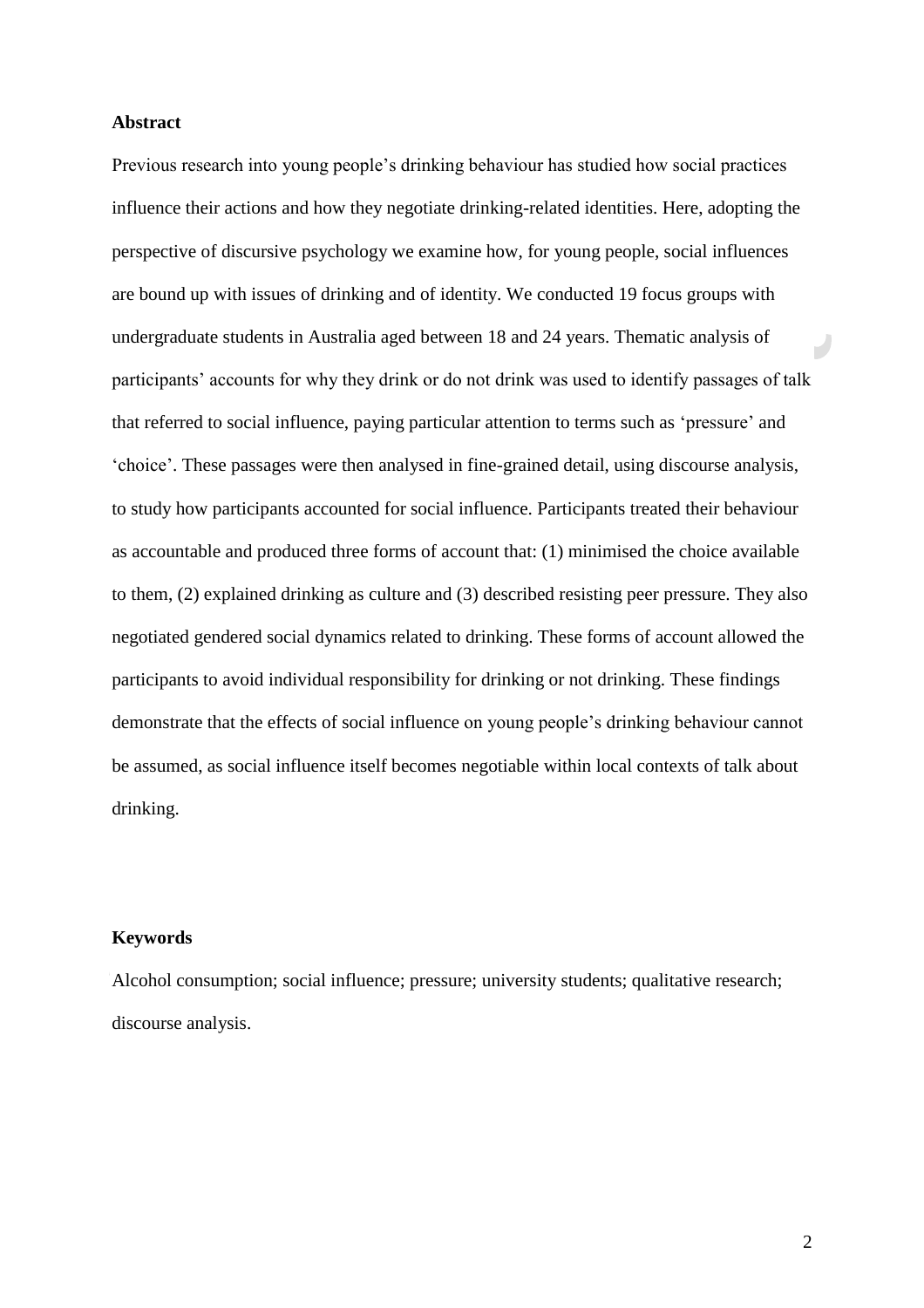**Abstract**

Previous research into young people's drinking behaviour has studied how social practices influence their actions and how they negotiate drinking-related identities. Here, adopting the perspective of discursive psychology we examine how, for young people, social influences are bound up with issues of drinking and of identity. We conducted 19 focus groups with undergraduate students in Australia aged between 18 and 24 years. Thematic analysis of participants' accounts for why they drink or do not drink was used to identify passages of talk that referred to social influence, paying particular attention to terms such as 'pressure' and 'choice'. These passages were then analysed in fine-grained detail, using discourse analysis, to study how participants accounted for social influence. Participants treated their behaviour as accountable and produced three forms of account that: (1) minimised the choice available to them, (2) explained drinking as culture and (3) described resisting peer pressure. They also negotiated gendered social dynamics related to drinking. These forms of account allowed the participants to avoid individual responsibility for drinking or not drinking. These findings demonstrate that the effects of social influence on young people's drinking behaviour cannot be assumed, as social influence itself becomes negotiable within local contexts of talk about drinking.

**Keywords**

Alcohol consumption; social influence; pressure; university students; qualitative research; discourse analysis.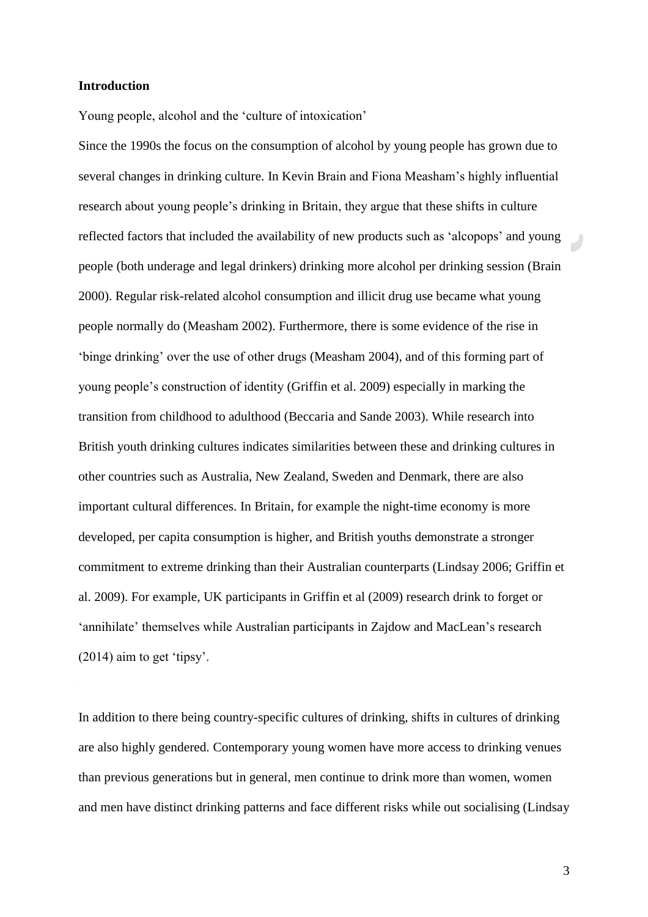**Introduction**

Young people, alcohol and the 'culture of intoxication'

Since the 1990s the focus on the consumption of alcohol by young people has grown due to several changes in drinking culture. In Kevin Brain and Fiona Measham's highly influential research about young people's drinking in Britain, they argue that these shifts in culture reflected factors that included the availability of new products such as 'alcopops' and young people (both underage and legal drinkers) drinking more alcohol per drinking session (Brain 2000). Regular risk-related alcohol consumption and illicit drug use became what young people normally do (Measham 2002). Furthermore, there is some evidence of the rise in 'binge drinking' over the use of other drugs (Measham 2004), and of this forming part of young people's construction of identity (Griffin et al. 2009) especially in marking the transition from childhood to adulthood (Beccaria and Sande 2003). While research into British youth drinking cultures indicates similarities between these and drinking cultures in other countries such as Australia, New Zealand, Sweden and Denmark, there are also important cultural differences. In Britain, for example the night-time economy is more developed, per capita consumption is higher, and British youths demonstrate a stronger commitment to extreme drinking than their Australian counterparts (Lindsay 2006; Griffin et al. 2009). For example, UK participants in Griffin et al (2009) research drink to forget or 'annihilate' themselves while Australian participants in Zajdow and MacLean's research (2014) aim to get 'tipsy'.

In addition to there being country-specific cultures of drinking, shifts in cultures of drinking are also highly gendered. Contemporary young women have more access to drinking venues than previous generations but in general, men continue to drink more than women, women and men have distinct drinking patterns and face different risks while out socialising (Lindsay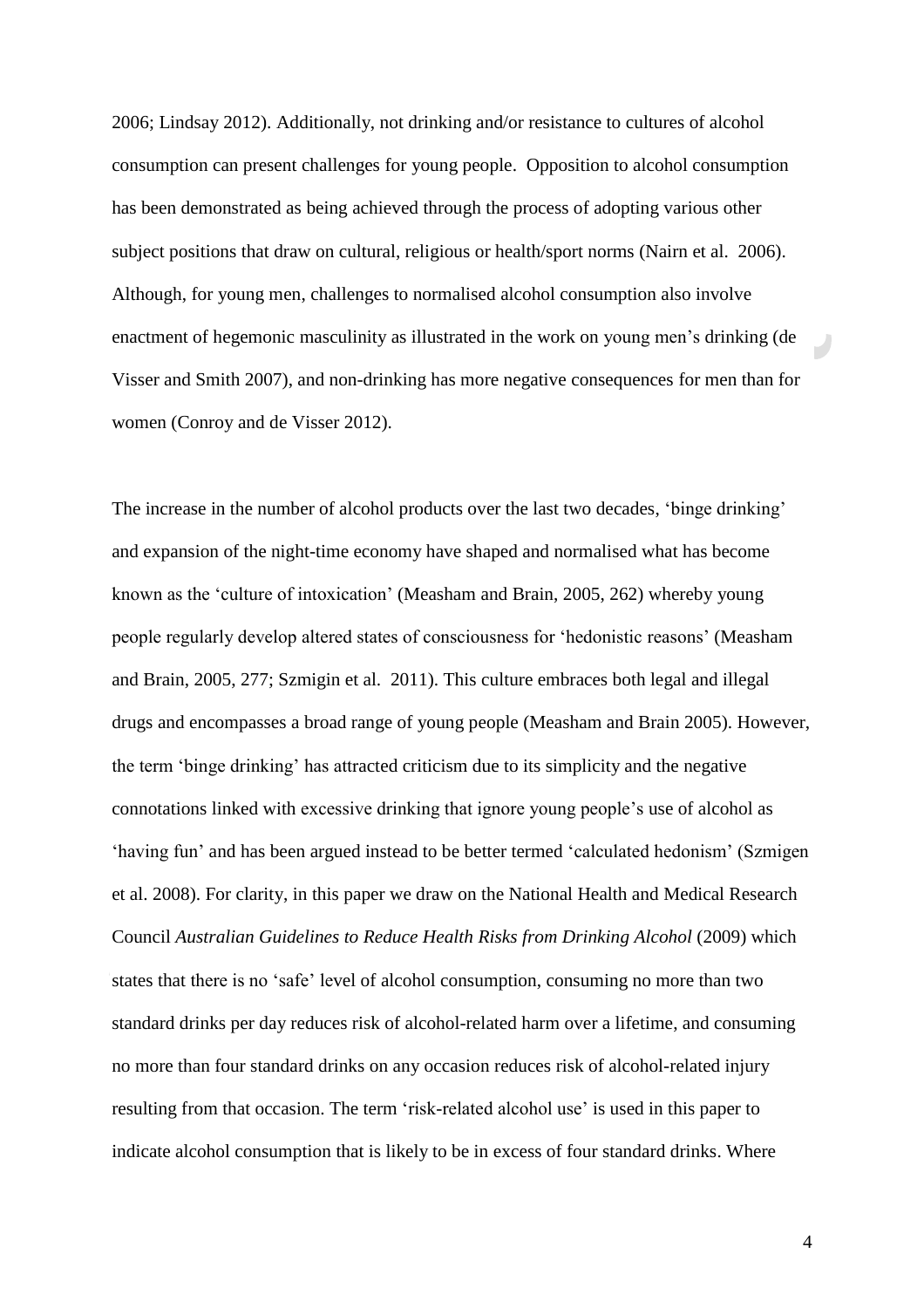2006; Lindsay 2012). Additionally, not drinking and/or resistance to cultures of alcohol consumption can present challenges for young people. Opposition to alcohol consumption has been demonstrated as being achieved through the process of adopting various other subject positions that draw on cultural, religious or health/sport norms (Nairn et al. 2006). Although, for young men, challenges to normalised alcohol consumption also involve enactment of hegemonic masculinity as illustrated in the work on young men's drinking (de Visser and Smith 2007), and non-drinking has more negative consequences for men than for women (Conroy and de Visser 2012).

The increase in the number of alcohol products over the last two decades, 'binge drinking' and expansion of the night-time economy have shaped and normalised what has become known as the 'culture of intoxication' (Measham and Brain, 2005, 262) whereby young people regularly develop altered states of consciousness for 'hedonistic reasons' (Measham and Brain, 2005, 277; Szmigin et al. 2011). This culture embraces both legal and illegal drugs and encompasses a broad range of young people (Measham and Brain 2005). However, the term 'binge drinking' has attracted criticism due to its simplicity and the negative connotations linked with excessive drinking that ignore young people's use of alcohol as 'having fun' and has been argued instead to be better termed 'calculated hedonism' (Szmigen et al. 2008). For clarity, in this paper we draw on the National Health and Medical Research Council *Australian Guidelines to Reduce Health Risks from Drinking Alcohol* (2009) which states that there is no 'safe' level of alcohol consumption, consuming no more than two standard drinks per day reduces risk of alcohol-related harm over a lifetime, and consuming no more than four standard drinks on any occasion reduces risk of alcohol-related injury resulting from that occasion. The term 'risk-related alcohol use' is used in this paper to indicate alcohol consumption that is likely to be in excess of four standard drinks. Where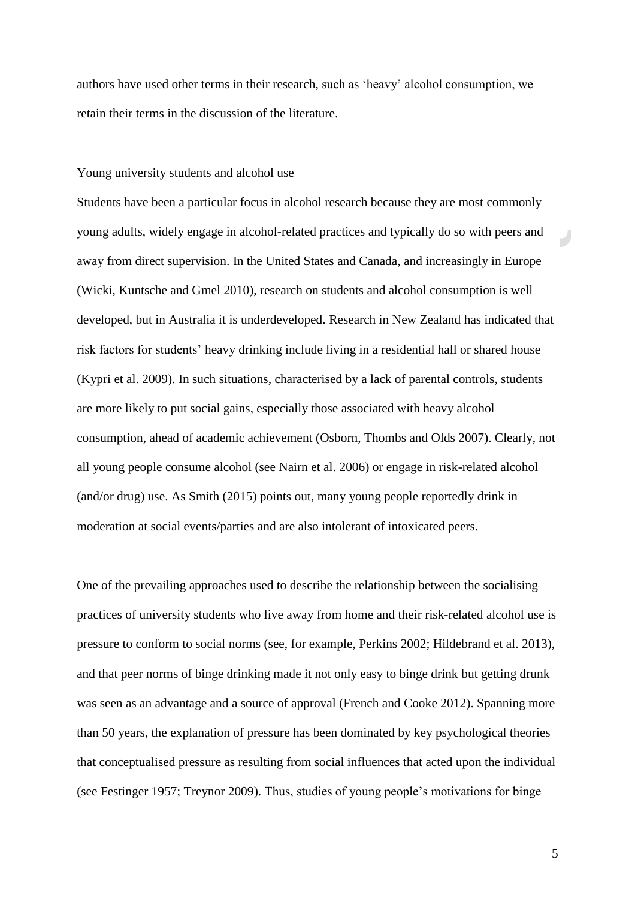authors have used other terms in their research, such as 'heavy' alcohol consumption, we retain their terms in the discussion of the literature.

## Young university students and alcohol use

Students have been a particular focus in alcohol research because they are most commonly young adults, widely engage in alcohol-related practices and typically do so with peers and away from direct supervision. In the United States and Canada, and increasingly in Europe (Wicki, Kuntsche and Gmel 2010), research on students and alcohol consumption is well developed, but in Australia it is underdeveloped. Research in New Zealand has indicated that risk factors for students' heavy drinking include living in a residential hall or shared house (Kypri et al. 2009). In such situations, characterised by a lack of parental controls, students are more likely to put social gains, especially those associated with heavy alcohol consumption, ahead of academic achievement (Osborn, Thombs and Olds 2007). Clearly, not all young people consume alcohol (see Nairn et al. 2006) or engage in risk-related alcohol (and/or drug) use. As Smith (2015) points out, many young people reportedly drink in moderation at social events/parties and are also intolerant of intoxicated peers.

One of the prevailing approaches used to describe the relationship between the socialising practices of university students who live away from home and their risk-related alcohol use is pressure to conform to social norms (see, for example, Perkins 2002; Hildebrand et al. 2013), and that peer norms of binge drinking made it not only easy to binge drink but getting drunk was seen as an advantage and a source of approval (French and Cooke 2012). Spanning more than 50 years, the explanation of pressure has been dominated by key psychological theories that conceptualised pressure as resulting from social influences that acted upon the individual (see Festinger 1957; Treynor 2009). Thus, studies of young people's motivations for binge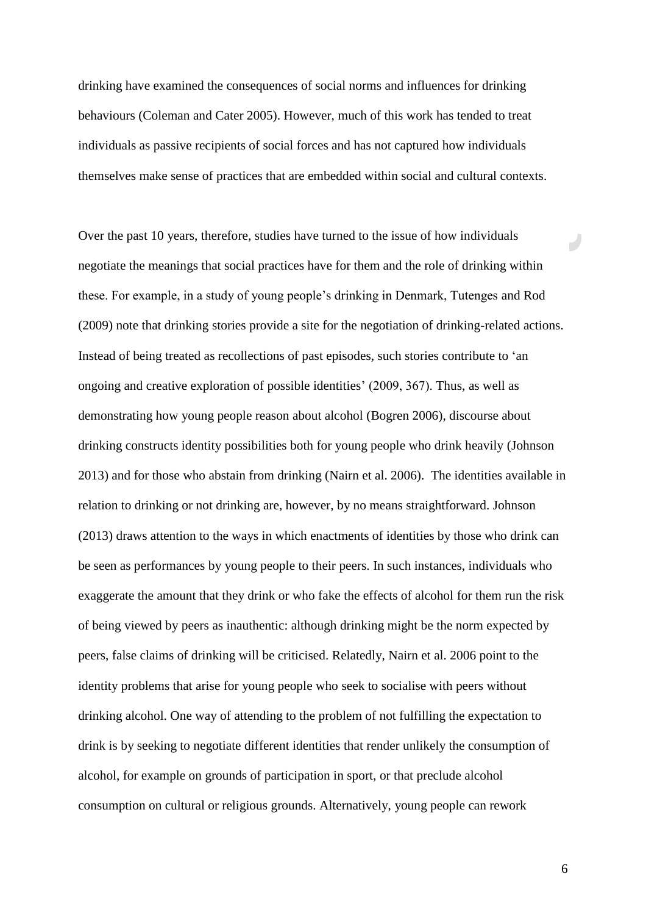drinking have examined the consequences of social norms and influences for drinking behaviours (Coleman and Cater 2005). However, much of this work has tended to treat individuals as passive recipients of social forces and has not captured how individuals themselves make sense of practices that are embedded within social and cultural contexts.

Over the past 10 years, therefore, studies have turned to the issue of how individuals negotiate the meanings that social practices have for them and the role of drinking within these. For example, in a study of young people's drinking in Denmark, Tutenges and Rod (2009) note that drinking stories provide a site for the negotiation of drinking-related actions. Instead of being treated as recollections of past episodes, such stories contribute to 'an ongoing and creative exploration of possible identities' (2009, 367). Thus, as well as demonstrating how young people reason about alcohol (Bogren 2006), discourse about drinking constructs identity possibilities both for young people who drink heavily (Johnson 2013) and for those who abstain from drinking (Nairn et al. 2006). The identities available in relation to drinking or not drinking are, however, by no means straightforward. Johnson (2013) draws attention to the ways in which enactments of identities by those who drink can be seen as performances by young people to their peers. In such instances, individuals who exaggerate the amount that they drink or who fake the effects of alcohol for them run the risk of being viewed by peers as inauthentic: although drinking might be the norm expected by peers, false claims of drinking will be criticised. Relatedly, Nairn et al. 2006 point to the identity problems that arise for young people who seek to socialise with peers without drinking alcohol. One way of attending to the problem of not fulfilling the expectation to drink is by seeking to negotiate different identities that render unlikely the consumption of alcohol, for example on grounds of participation in sport, or that preclude alcohol consumption on cultural or religious grounds. Alternatively, young people can rework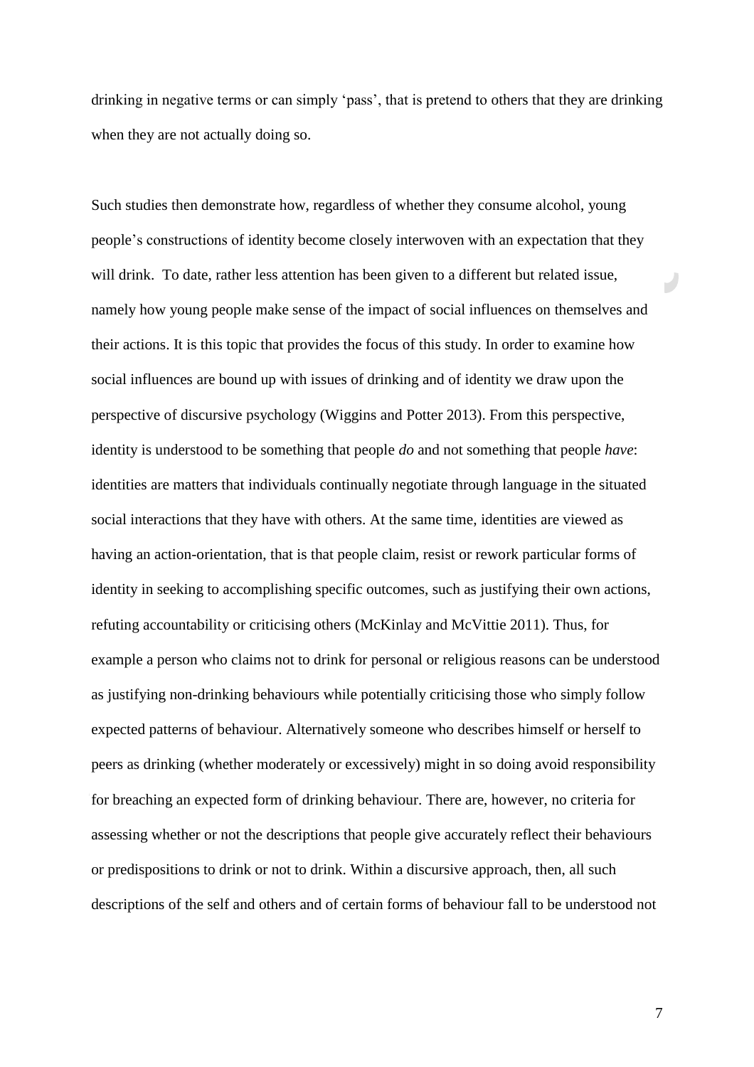drinking in negative terms or can simply 'pass', that is pretend to others that they are drinking when they are not actually doing so.

Such studies then demonstrate how, regardless of whether they consume alcohol, young people's constructions of identity become closely interwoven with an expectation that they will drink. To date, rather less attention has been given to a different but related issue, namely how young people make sense of the impact of social influences on themselves and their actions. It is this topic that provides the focus of this study. In order to examine how social influences are bound up with issues of drinking and of identity we draw upon the perspective of discursive psychology (Wiggins and Potter 2013). From this perspective, identity is understood to be something that people *do* and not something that people *have*: identities are matters that individuals continually negotiate through language in the situated social interactions that they have with others. At the same time, identities are viewed as having an action-orientation, that is that people claim, resist or rework particular forms of identity in seeking to accomplishing specific outcomes, such as justifying their own actions, refuting accountability or criticising others (McKinlay and McVittie 2011). Thus, for example a person who claims not to drink for personal or religious reasons can be understood as justifying non-drinking behaviours while potentially criticising those who simply follow expected patterns of behaviour. Alternatively someone who describes himself or herself to peers as drinking (whether moderately or excessively) might in so doing avoid responsibility for breaching an expected form of drinking behaviour. There are, however, no criteria for assessing whether or not the descriptions that people give accurately reflect their behaviours or predispositions to drink or not to drink. Within a discursive approach, then, all such descriptions of the self and others and of certain forms of behaviour fall to be understood not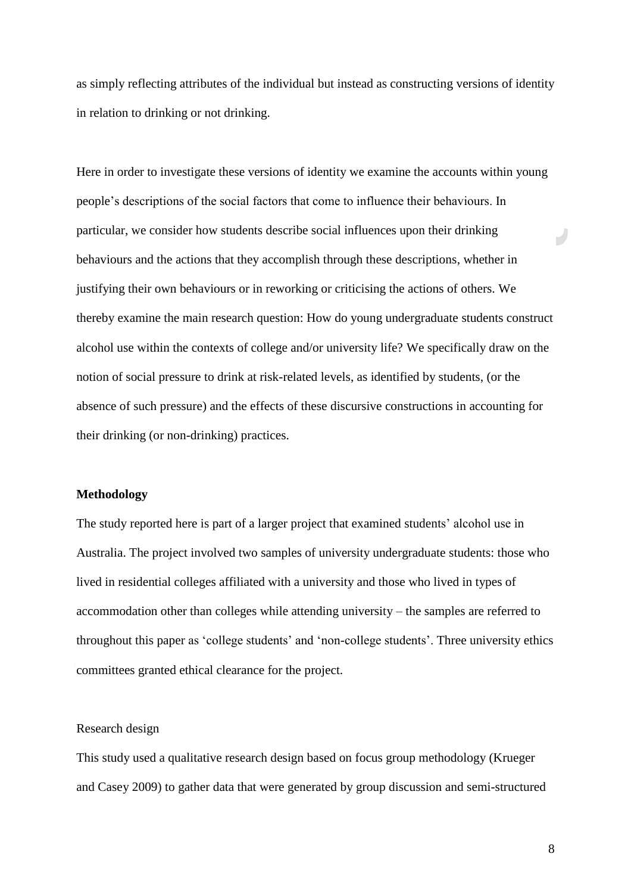as simply reflecting attributes of the individual but instead as constructing versions of identity in relation to drinking or not drinking.

Here in order to investigate these versions of identity we examine the accounts within young people's descriptions of the social factors that come to influence their behaviours. In particular, we consider how students describe social influences upon their drinking behaviours and the actions that they accomplish through these descriptions, whether in justifying their own behaviours or in reworking or criticising the actions of others. We thereby examine the main research question: How do young undergraduate students construct alcohol use within the contexts of college and/or university life? We specifically draw on the notion of social pressure to drink at risk-related levels, as identified by students, (or the absence of such pressure) and the effects of these discursive constructions in accounting for their drinking (or non-drinking) practices.

## Methodology

The study reported here is part of a larger project that examined students' alcohol use in Australia. The project involved two samples of university undergraduate students: those who lived in residential colleges affiliated with a university and those who lived in types of accommodation other than colleges while attending university – the samples are referred to throughout this paper as 'college students' and 'non-college students'. Three university ethics committees granted ethical clearance for the project.

### Research design

This study used a qualitative research design based on focus group methodology (Krueger and Casey 2009) to gather data that were generated by group discussion and semi-structured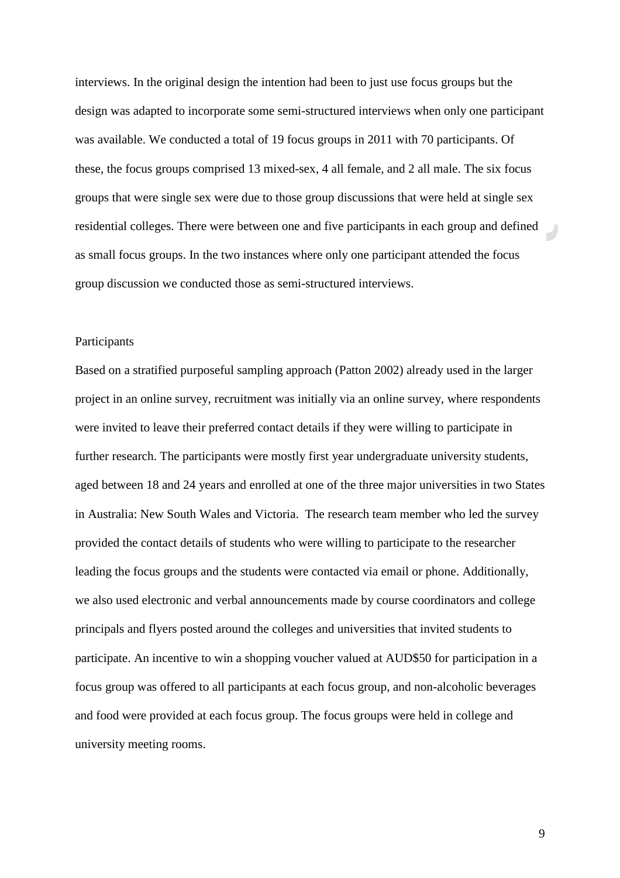interviews. In the original design the intention had been to just use focus groups but the design was adapted to incorporate some semi-structured interviews when only one participant was available. We conducted a total of 19 focus groups in 2011 with 70 participants. Of these, the focus groups comprised 13 mixed-sex, 4 all female, and 2 all male. The six focus groups that were single sex were due to those group discussions that were held at single sex residential colleges. There were between one and five participants in each group and defined as small focus groups. In the two instances where only one participant attended the focus group discussion we conducted those as semi-structured interviews.

## Participants

Based on a stratified purposeful sampling approach (Patton 2002) already used in the larger project in an online survey, recruitment was initially via an online survey, where respondents were invited to leave their preferred contact details if they were willing to participate in further research. The participants were mostly first year undergraduate university students, aged between 18 and 24 years and enrolled at one of the three major universities in two States in Australia: New South Wales and Victoria. The research team member who led the survey provided the contact details of students who were willing to participate to the researcher leading the focus groups and the students were contacted via email or phone. Additionally, we also used electronic and verbal announcements made by course coordinators and college principals and flyers posted around the colleges and universities that invited students to participate. An incentive to win a shopping voucher valued at AUD$50 for participation in a focus group was offered to all participants at each focus group, and non-alcoholic beverages and food were provided at each focus group. The focus groups were held in college and university meeting rooms.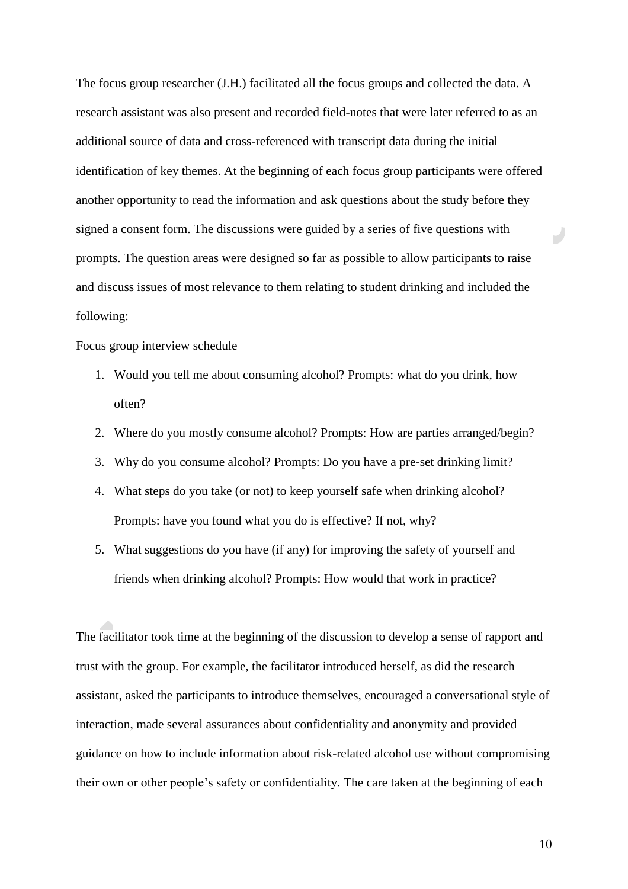The focus group researcher (J.H.) facilitated all the focus groups and collected the data. A research assistant was also present and recorded field-notes that were later referred to as an additional source of data and cross-referenced with transcript data during the initial identification of key themes. At the beginning of each focus group participants were offered another opportunity to read the information and ask questions about the study before they signed a consent form. The discussions were guided by a series of five questions with prompts. The question areas were designed so far as possible to allow participants to raise and discuss issues of most relevance to them relating to student drinking and included the following:

Focus group interview schedule

1. Would you tell me about consuming alcohol? Prompts: what do you drink, how often?
2. Where do you mostly consume alcohol? Prompts: How are parties arranged/begin?
3. Why do you consume alcohol? Prompts: Do you have a pre-set drinking limit?
4. What steps do you take (or not) to keep yourself safe when drinking alcohol? Prompts: have you found what you do is effective? If not, why?
5. What suggestions do you have (if any) for improving the safety of yourself and friends when drinking alcohol? Prompts: How would that work in practice?

The facilitator took time at the beginning of the discussion to develop a sense of rapport and trust with the group. For example, the facilitator introduced herself, as did the research assistant, asked the participants to introduce themselves, encouraged a conversational style of interaction, made several assurances about confidentiality and anonymity and provided guidance on how to include information about risk-related alcohol use without compromising their own or other people's safety or confidentiality. The care taken at the beginning of each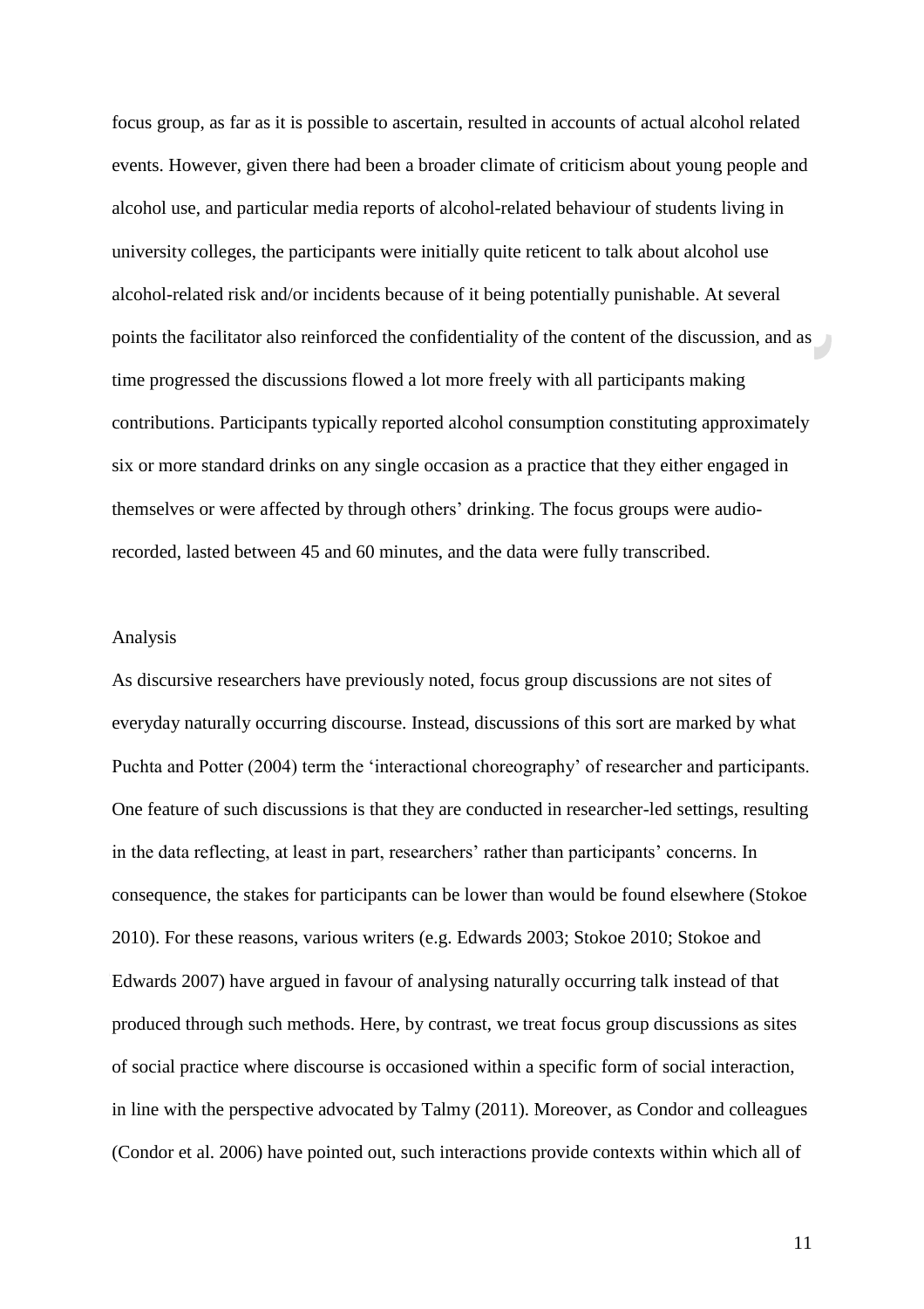focus group, as far as it is possible to ascertain, resulted in accounts of actual alcohol related events. However, given there had been a broader climate of criticism about young people and alcohol use, and particular media reports of alcohol-related behaviour of students living in university colleges, the participants were initially quite reticent to talk about alcohol use alcohol-related risk and/or incidents because of it being potentially punishable. At several points the facilitator also reinforced the confidentiality of the content of the discussion, and as time progressed the discussions flowed a lot more freely with all participants making contributions. Participants typically reported alcohol consumption constituting approximately six or more standard drinks on any single occasion as a practice that they either engaged in themselves or were affected by through others' drinking. The focus groups were audio-recorded, lasted between 45 and 60 minutes, and the data were fully transcribed.

## Analysis

As discursive researchers have previously noted, focus group discussions are not sites of everyday naturally occurring discourse. Instead, discussions of this sort are marked by what Puchta and Potter (2004) term the 'interactional choreography' of researcher and participants. One feature of such discussions is that they are conducted in researcher-led settings, resulting in the data reflecting, at least in part, researchers' rather than participants' concerns. In consequence, the stakes for participants can be lower than would be found elsewhere (Stokoe 2010). For these reasons, various writers (e.g. Edwards 2003; Stokoe 2010; Stokoe and Edwards 2007) have argued in favour of analysing naturally occurring talk instead of that produced through such methods. Here, by contrast, we treat focus group discussions as sites of social practice where discourse is occasioned within a specific form of social interaction, in line with the perspective advocated by Talmy (2011). Moreover, as Condor and colleagues (Condor et al. 2006) have pointed out, such interactions provide contexts within which all of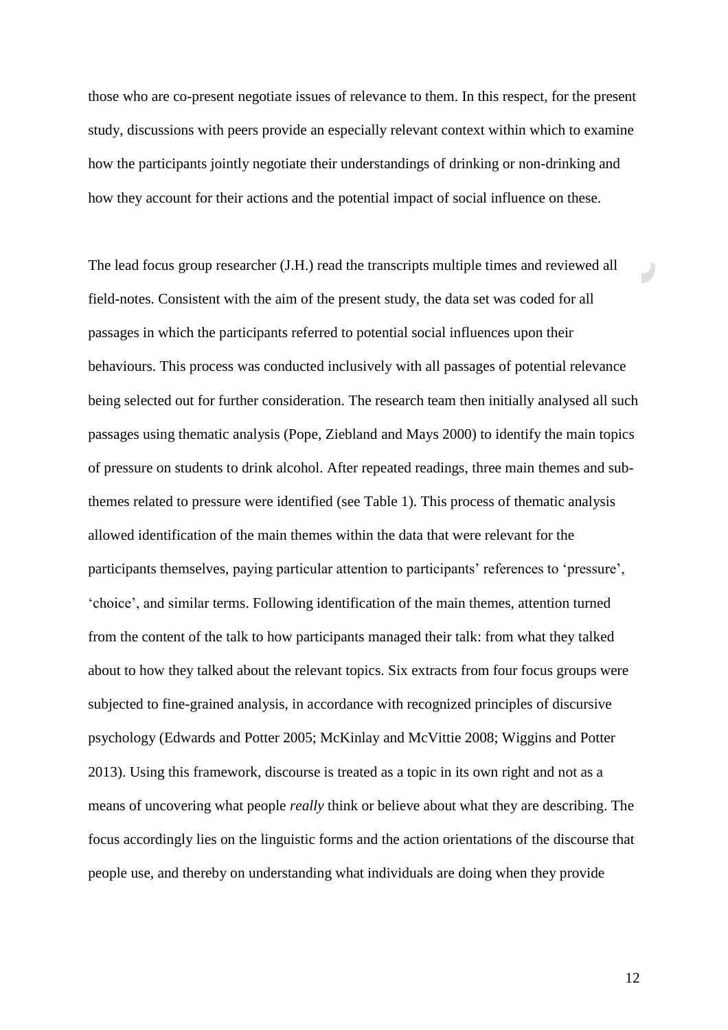those who are co-present negotiate issues of relevance to them. In this respect, for the present study, discussions with peers provide an especially relevant context within which to examine how the participants jointly negotiate their understandings of drinking or non-drinking and how they account for their actions and the potential impact of social influence on these.

The lead focus group researcher (J.H.) read the transcripts multiple times and reviewed all field-notes. Consistent with the aim of the present study, the data set was coded for all passages in which the participants referred to potential social influences upon their behaviours. This process was conducted inclusively with all passages of potential relevance being selected out for further consideration. The research team then initially analysed all such passages using thematic analysis (Pope, Ziebland and Mays 2000) to identify the main topics of pressure on students to drink alcohol. After repeated readings, three main themes and sub-themes related to pressure were identified (see Table 1). This process of thematic analysis allowed identification of the main themes within the data that were relevant for the participants themselves, paying particular attention to participants' references to 'pressure', 'choice', and similar terms. Following identification of the main themes, attention turned from the content of the talk to how participants managed their talk: from what they talked about to how they talked about the relevant topics. Six extracts from four focus groups were subjected to fine-grained analysis, in accordance with recognized principles of discursive psychology (Edwards and Potter 2005; McKinlay and McVittie 2008; Wiggins and Potter 2013). Using this framework, discourse is treated as a topic in its own right and not as a means of uncovering what people *really* think or believe about what they are describing. The focus accordingly lies on the linguistic forms and the action orientations of the discourse that people use, and thereby on understanding what individuals are doing when they provide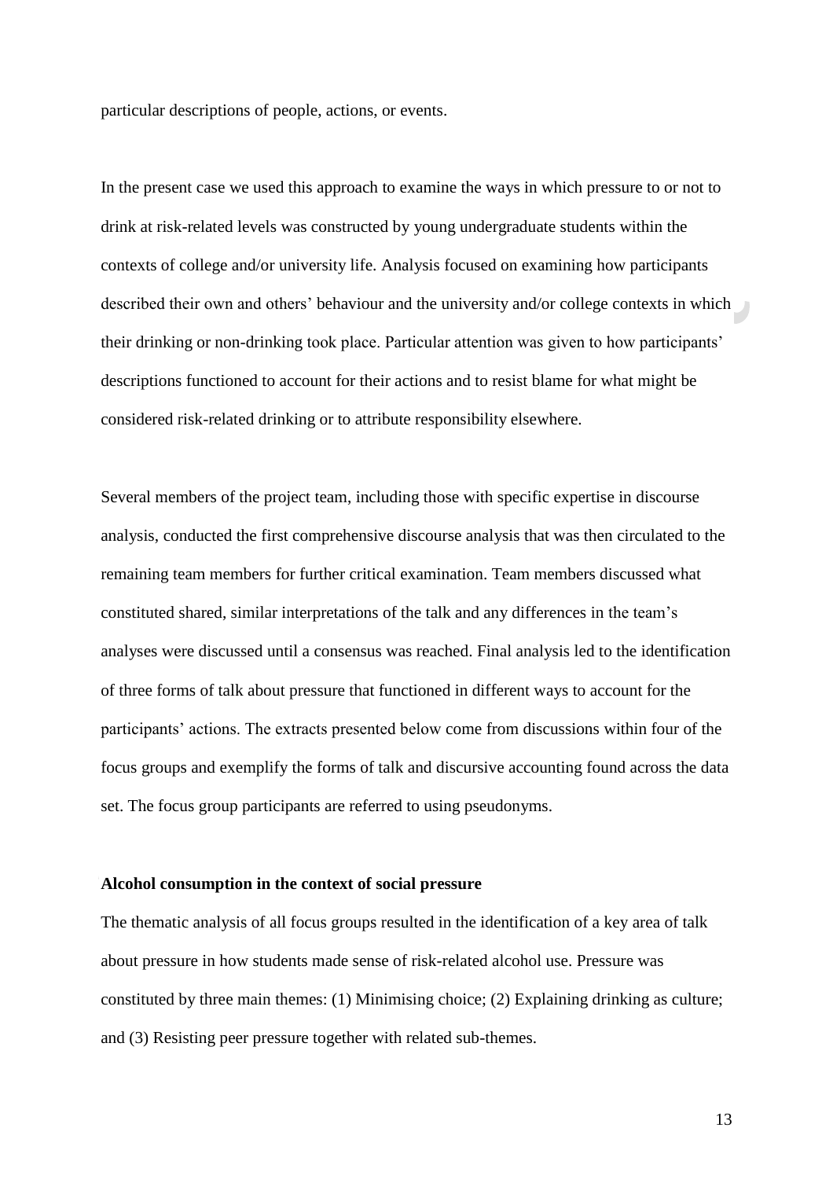particular descriptions of people, actions, or events.

In the present case we used this approach to examine the ways in which pressure to or not to drink at risk-related levels was constructed by young undergraduate students within the contexts of college and/or university life. Analysis focused on examining how participants described their own and others' behaviour and the university and/or college contexts in which their drinking or non-drinking took place. Particular attention was given to how participants' descriptions functioned to account for their actions and to resist blame for what might be considered risk-related drinking or to attribute responsibility elsewhere.

Several members of the project team, including those with specific expertise in discourse analysis, conducted the first comprehensive discourse analysis that was then circulated to the remaining team members for further critical examination. Team members discussed what constituted shared, similar interpretations of the talk and any differences in the team's analyses were discussed until a consensus was reached. Final analysis led to the identification of three forms of talk about pressure that functioned in different ways to account for the participants' actions. The extracts presented below come from discussions within four of the focus groups and exemplify the forms of talk and discursive accounting found across the data set. The focus group participants are referred to using pseudonyms.

**Alcohol consumption in the context of social pressure**

The thematic analysis of all focus groups resulted in the identification of a key area of talk about pressure in how students made sense of risk-related alcohol use. Pressure was constituted by three main themes: (1) Minimising choice; (2) Explaining drinking as culture; and (3) Resisting peer pressure together with related sub-themes.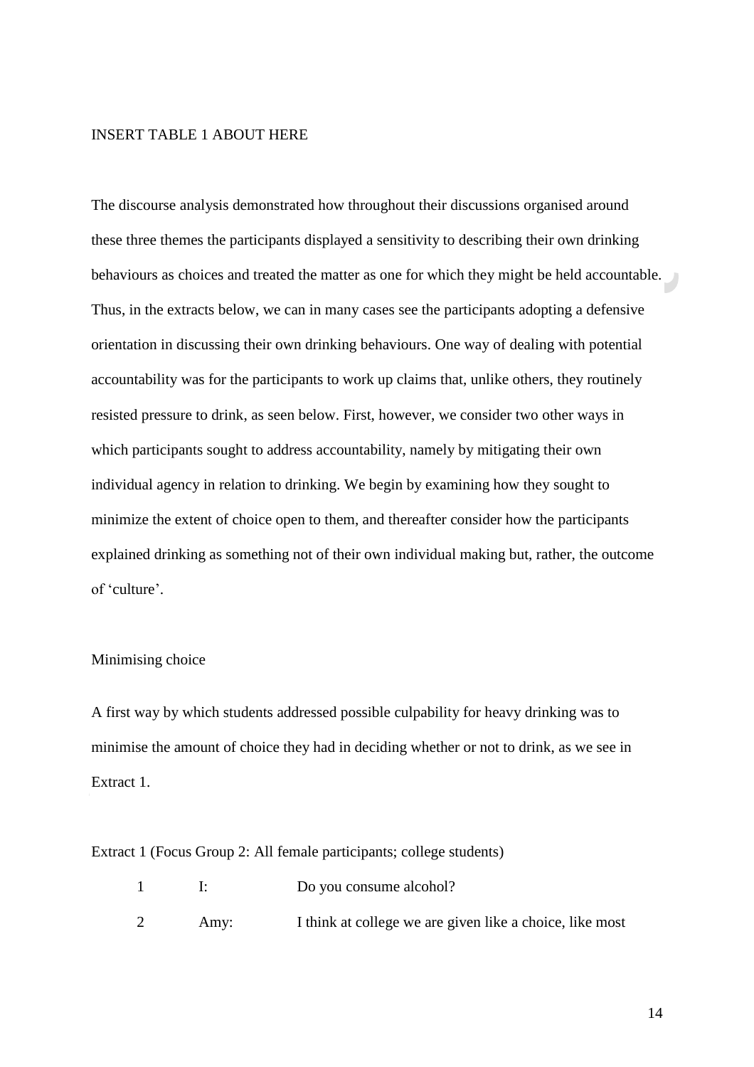INSERT TABLE 1 ABOUT HERE

The discourse analysis demonstrated how throughout their discussions organised around these three themes the participants displayed a sensitivity to describing their own drinking behaviours as choices and treated the matter as one for which they might be held accountable. Thus, in the extracts below, we can in many cases see the participants adopting a defensive orientation in discussing their own drinking behaviours. One way of dealing with potential accountability was for the participants to work up claims that, unlike others, they routinely resisted pressure to drink, as seen below. First, however, we consider two other ways in which participants sought to address accountability, namely by mitigating their own individual agency in relation to drinking. We begin by examining how they sought to minimize the extent of choice open to them, and thereafter consider how the participants explained drinking as something not of their own individual making but, rather, the outcome of 'culture'.

## Minimising choice

A first way by which students addressed possible culpability for heavy drinking was to minimise the amount of choice they had in deciding whether or not to drink, as we see in Extract 1.

Extract 1 (Focus Group 2: All female participants; college students)

| | | |
|---|---|---|
| 1 | I: | Do you consume alcohol? |
| 2 | Amy: | I think at college we are given like a choice, like most |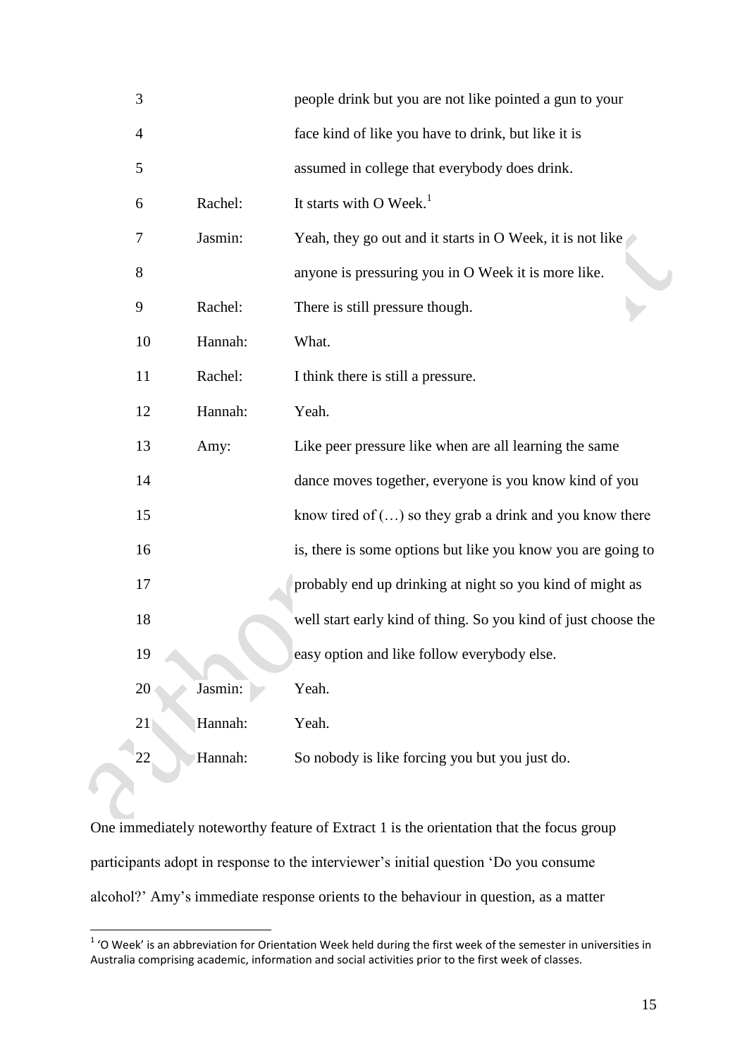| | | |
|---|---|---|
| 3 | | people drink but you are not like pointed a gun to your |
| 4 | | face kind of like you have to drink, but like it is |
| 5 | | assumed in college that everybody does drink. |
| 6 | Rachel: | It starts with O Week.[1] |
| 7 | Jasmin: | Yeah, they go out and it starts in O Week, it is not like |
| 8 | | anyone is pressuring you in O Week it is more like. |
| 9 | Rachel: | There is still pressure though. |
| 10 | Hannah: | What. |
| 11 | Rachel: | I think there is still a pressure. |
| 12 | Hannah: | Yeah. |
| 13 | Amy: | Like peer pressure like when are all learning the same |
| 14 | | dance moves together, everyone is you know kind of you |
| 15 | | know tired of (…) so they grab a drink and you know there |
| 16 | | is, there is some options but like you know you are going to |
| 17 | | probably end up drinking at night so you kind of might as |
| 18 | | well start early kind of thing. So you kind of just choose the |
| 19 | | easy option and like follow everybody else. |
| 20 | Jasmin: | Yeah. |
| 21 | Hannah: | Yeah. |
| 22 | Hannah: | So nobody is like forcing you but you just do. |

One immediately noteworthy feature of Extract 1 is the orientation that the focus group participants adopt in response to the interviewer's initial question 'Do you consume alcohol?' Amy's immediate response orients to the behaviour in question, as a matter

[1] 'O Week' is an abbreviation for Orientation Week held during the first week of the semester in universities in Australia comprising academic, information and social activities prior to the first week of classes.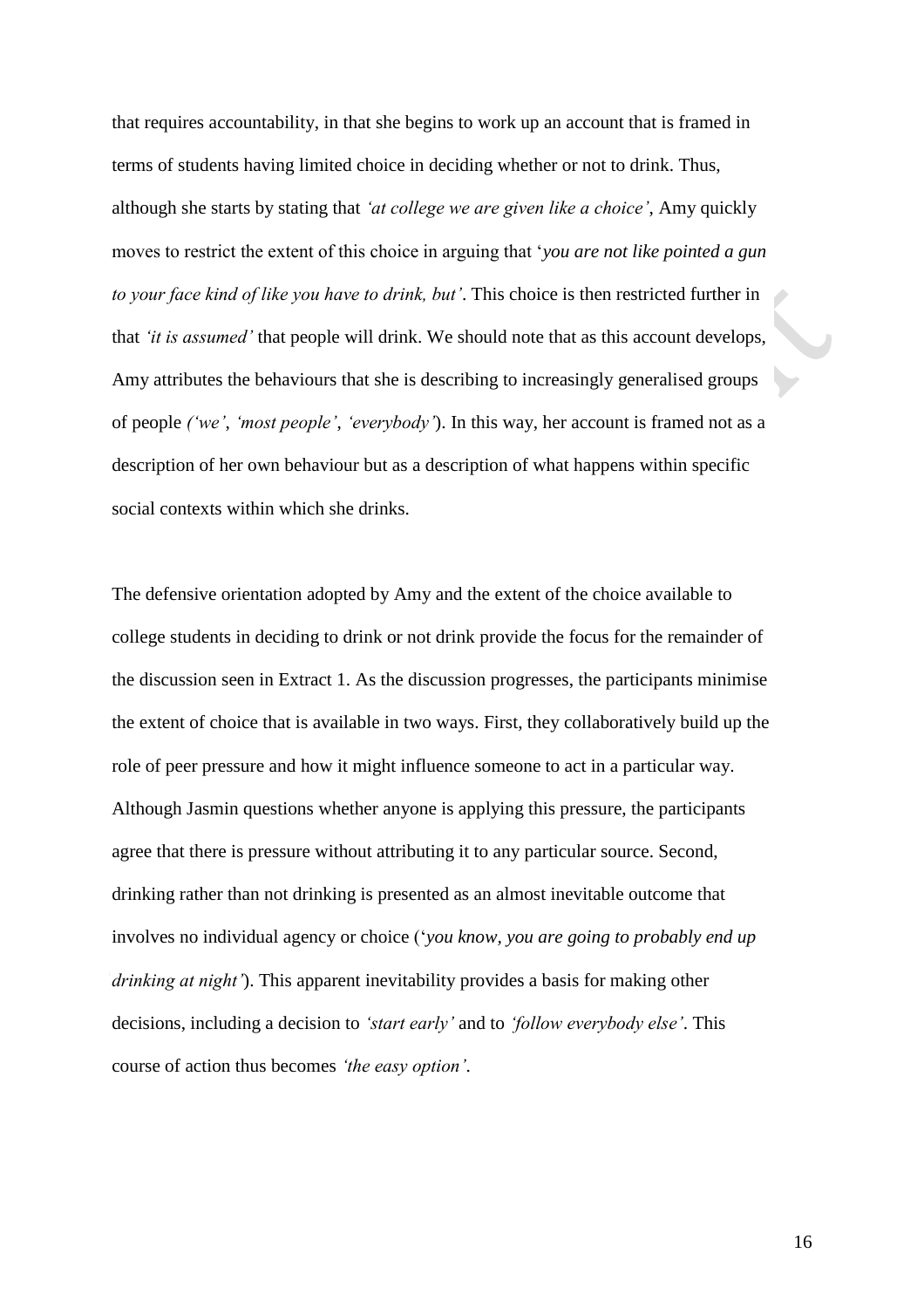that requires accountability, in that she begins to work up an account that is framed in terms of students having limited choice in deciding whether or not to drink. Thus, although she starts by stating that *'at college we are given like a choice'*, Amy quickly moves to restrict the extent of this choice in arguing that '*you are not like pointed a gun to your face kind of like you have to drink, but'*. This choice is then restricted further in that *'it is assumed'* that people will drink. We should note that as this account develops, Amy attributes the behaviours that she is describing to increasingly generalised groups of people *('we'*, *'most people'*, *'everybody'*). In this way, her account is framed not as a description of her own behaviour but as a description of what happens within specific social contexts within which she drinks.

The defensive orientation adopted by Amy and the extent of the choice available to college students in deciding to drink or not drink provide the focus for the remainder of the discussion seen in Extract 1. As the discussion progresses, the participants minimise the extent of choice that is available in two ways. First, they collaboratively build up the role of peer pressure and how it might influence someone to act in a particular way. Although Jasmin questions whether anyone is applying this pressure, the participants agree that there is pressure without attributing it to any particular source. Second, drinking rather than not drinking is presented as an almost inevitable outcome that involves no individual agency or choice ('*you know, you are going to probably end up drinking at night'*). This apparent inevitability provides a basis for making other decisions, including a decision to *'start early'* and to *'follow everybody else'*. This course of action thus becomes *'the easy option'*.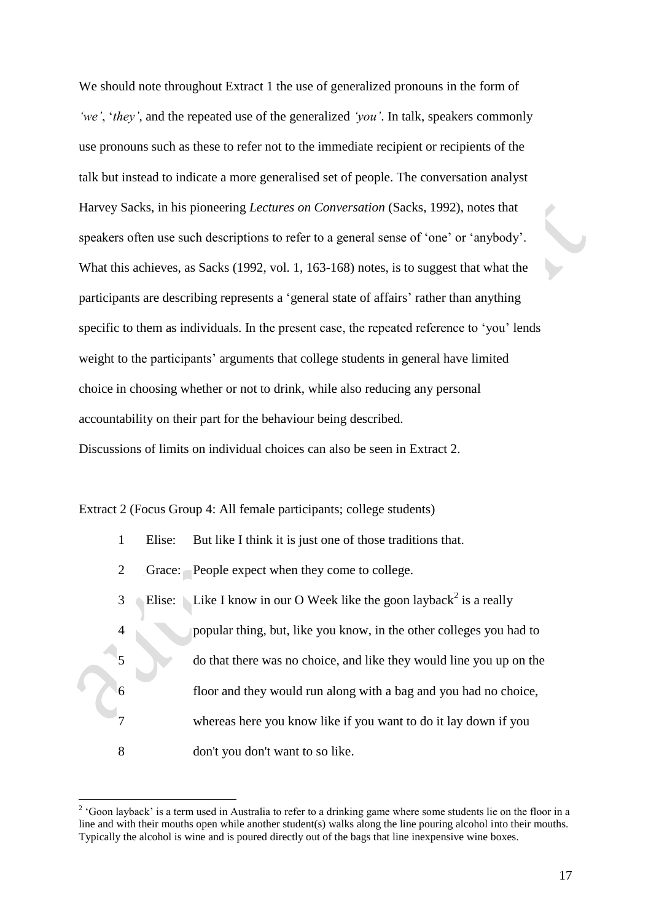We should note throughout Extract 1 the use of generalized pronouns in the form of *'we'*, '*they'*, and the repeated use of the generalized *'you'*. In talk, speakers commonly use pronouns such as these to refer not to the immediate recipient or recipients of the talk but instead to indicate a more generalised set of people. The conversation analyst Harvey Sacks, in his pioneering *Lectures on Conversation* (Sacks, 1992), notes that speakers often use such descriptions to refer to a general sense of 'one' or 'anybody'. What this achieves, as Sacks (1992, vol. 1, 163-168) notes, is to suggest that what the participants are describing represents a 'general state of affairs' rather than anything specific to them as individuals. In the present case, the repeated reference to 'you' lends weight to the participants' arguments that college students in general have limited choice in choosing whether or not to drink, while also reducing any personal accountability on their part for the behaviour being described.

Discussions of limits on individual choices can also be seen in Extract 2.

Extract 2 (Focus Group 4: All female participants; college students)

| | | |
|---|---|---|
| 1 | Elise: | But like I think it is just one of those traditions that. |
| 2 | Grace: | People expect when they come to college. |
| 3 | Elise: | Like I know in our O Week like the goon layback[2] is a really |
| 4 | | popular thing, but, like you know, in the other colleges you had to |
| 5 | | do that there was no choice, and like they would line you up on the |
| 6 | | floor and they would run along with a bag and you had no choice, |
| 7 | | whereas here you know like if you want to do it lay down if you |
| 8 | | don't you don't want to so like. |

[2] 'Goon layback' is a term used in Australia to refer to a drinking game where some students lie on the floor in a line and with their mouths open while another student(s) walks along the line pouring alcohol into their mouths. Typically the alcohol is wine and is poured directly out of the bags that line inexpensive wine boxes.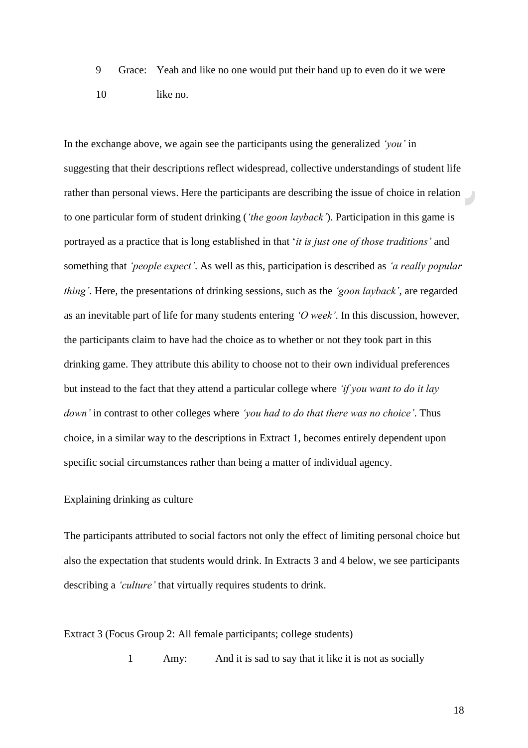9 Grace: Yeah and like no one would put their hand up to even do it we were
10 like no.

In the exchange above, we again see the participants using the generalized *'you'* in suggesting that their descriptions reflect widespread, collective understandings of student life rather than personal views. Here the participants are describing the issue of choice in relation to one particular form of student drinking (*'the goon layback'*). Participation in this game is portrayed as a practice that is long established in that '*it is just one of those traditions'* and something that *'people expect'*. As well as this, participation is described as *'a really popular thing'*. Here, the presentations of drinking sessions, such as the *'goon layback'*, are regarded as an inevitable part of life for many students entering *'O week'*. In this discussion, however, the participants claim to have had the choice as to whether or not they took part in this drinking game. They attribute this ability to choose not to their own individual preferences but instead to the fact that they attend a particular college where *'if you want to do it lay down'* in contrast to other colleges where *'you had to do that there was no choice'*. Thus choice, in a similar way to the descriptions in Extract 1, becomes entirely dependent upon specific social circumstances rather than being a matter of individual agency.

## Explaining drinking as culture

The participants attributed to social factors not only the effect of limiting personal choice but also the expectation that students would drink. In Extracts 3 and 4 below, we see participants describing a *'culture'* that virtually requires students to drink.

Extract 3 (Focus Group 2: All female participants; college students)

1 Amy: And it is sad to say that it like it is not as socially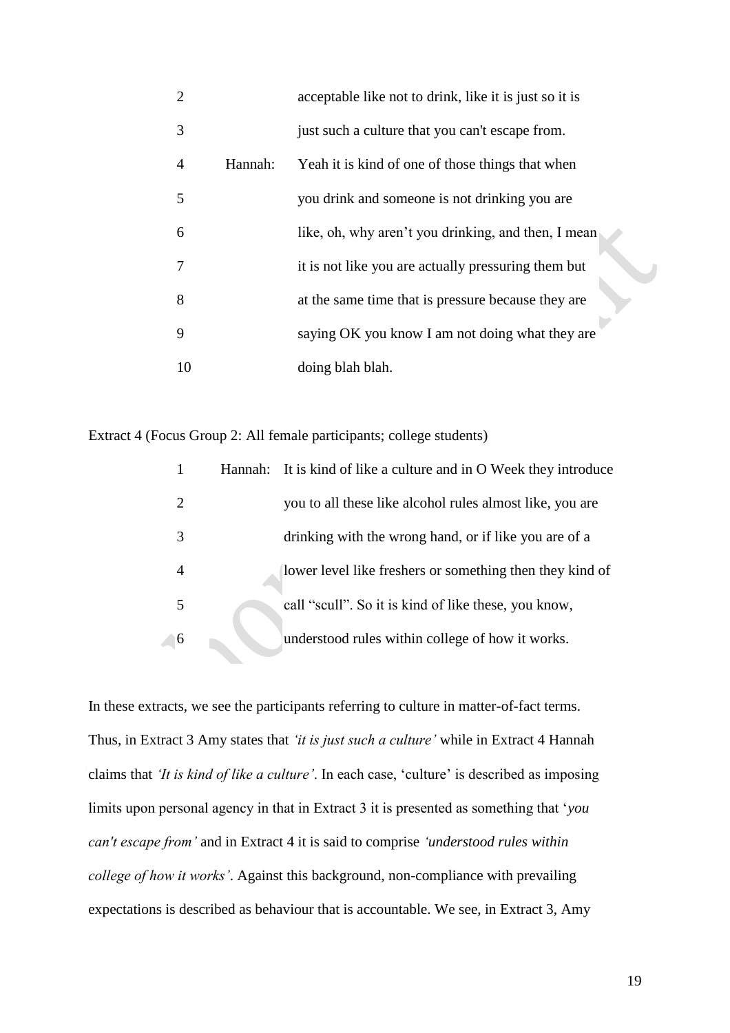| | | |
|---|---|---|
| 2 | | acceptable like not to drink, like it is just so it is |
| 3 | | just such a culture that you can't escape from. |
| 4 | Hannah: | Yeah it is kind of one of those things that when |
| 5 | | you drink and someone is not drinking you are |
| 6 | | like, oh, why aren't you drinking, and then, I mean |
| 7 | | it is not like you are actually pressuring them but |
| 8 | | at the same time that is pressure because they are |
| 9 | | saying OK you know I am not doing what they are |
| 10 | | doing blah blah. |

Extract 4 (Focus Group 2: All female participants; college students)

| | | |
|---|---|---|
| 1 | Hannah: | It is kind of like a culture and in O Week they introduce |
| 2 | | you to all these like alcohol rules almost like, you are |
| 3 | | drinking with the wrong hand, or if like you are of a |
| 4 | | lower level like freshers or something then they kind of |
| 5 | | call "scull". So it is kind of like these, you know, |
| 6 | | understood rules within college of how it works. |

In these extracts, we see the participants referring to culture in matter-of-fact terms. Thus, in Extract 3 Amy states that *'it is just such a culture'* while in Extract 4 Hannah claims that *'It is kind of like a culture'*. In each case, 'culture' is described as imposing limits upon personal agency in that in Extract 3 it is presented as something that '*you can't escape from'* and in Extract 4 it is said to comprise *'understood rules within college of how it works'*. Against this background, non-compliance with prevailing expectations is described as behaviour that is accountable. We see, in Extract 3, Amy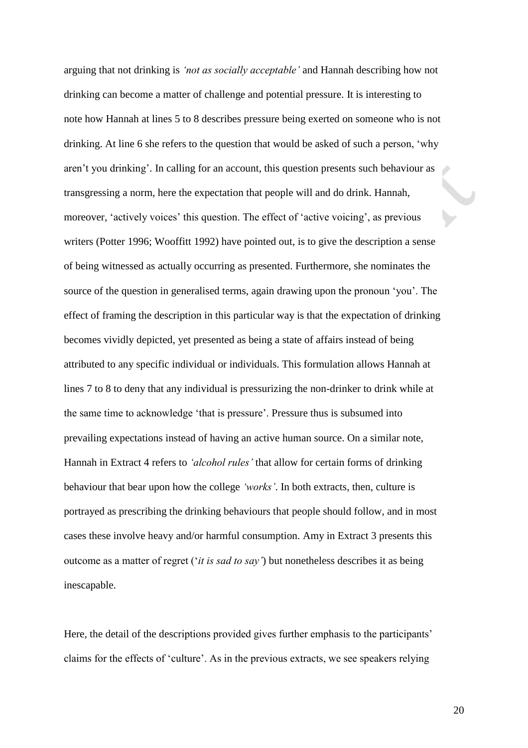arguing that not drinking is *'not as socially acceptable'* and Hannah describing how not drinking can become a matter of challenge and potential pressure. It is interesting to note how Hannah at lines 5 to 8 describes pressure being exerted on someone who is not drinking. At line 6 she refers to the question that would be asked of such a person, 'why aren't you drinking'. In calling for an account, this question presents such behaviour as transgressing a norm, here the expectation that people will and do drink. Hannah, moreover, 'actively voices' this question. The effect of 'active voicing', as previous writers (Potter 1996; Wooffitt 1992) have pointed out, is to give the description a sense of being witnessed as actually occurring as presented. Furthermore, she nominates the source of the question in generalised terms, again drawing upon the pronoun 'you'. The effect of framing the description in this particular way is that the expectation of drinking becomes vividly depicted, yet presented as being a state of affairs instead of being attributed to any specific individual or individuals. This formulation allows Hannah at lines 7 to 8 to deny that any individual is pressurizing the non-drinker to drink while at the same time to acknowledge 'that is pressure'. Pressure thus is subsumed into prevailing expectations instead of having an active human source. On a similar note, Hannah in Extract 4 refers to *'alcohol rules'* that allow for certain forms of drinking behaviour that bear upon how the college *'works'*. In both extracts, then, culture is portrayed as prescribing the drinking behaviours that people should follow, and in most cases these involve heavy and/or harmful consumption. Amy in Extract 3 presents this outcome as a matter of regret ('*it is sad to say'*) but nonetheless describes it as being inescapable.

Here, the detail of the descriptions provided gives further emphasis to the participants' claims for the effects of 'culture'. As in the previous extracts, we see speakers relying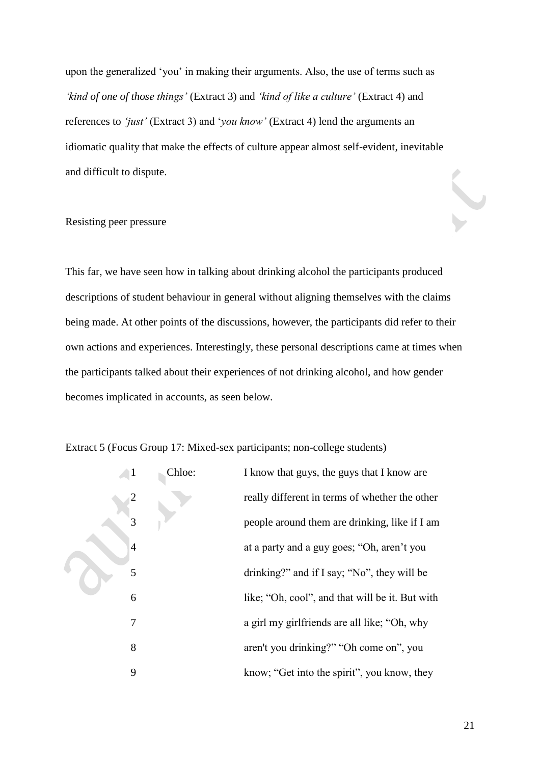upon the generalized 'you' in making their arguments. Also, the use of terms such as *'kind of one of those things'* (Extract 3) and *'kind of like a culture'* (Extract 4) and references to *'just'* (Extract 3) and '*you know'* (Extract 4) lend the arguments an idiomatic quality that make the effects of culture appear almost self-evident, inevitable and difficult to dispute.

Resisting peer pressure

This far, we have seen how in talking about drinking alcohol the participants produced descriptions of student behaviour in general without aligning themselves with the claims being made. At other points of the discussions, however, the participants did refer to their own actions and experiences. Interestingly, these personal descriptions came at times when the participants talked about their experiences of not drinking alcohol, and how gender becomes implicated in accounts, as seen below.

Extract 5 (Focus Group 17: Mixed-sex participants; non-college students)

| | | |
|---|---|---|
| 1 | Chloe: | I know that guys, the guys that I know are |
| 2 | | really different in terms of whether the other |
| 3 | | people around them are drinking, like if I am |
| 4 | | at a party and a guy goes; "Oh, aren't you |
| 5 | | drinking?" and if I say; "No", they will be |
| 6 | | like; "Oh, cool", and that will be it. But with |
| 7 | | a girl my girlfriends are all like; "Oh, why |
| 8 | | aren't you drinking?" "Oh come on", you |
| 9 | | know; "Get into the spirit", you know, they |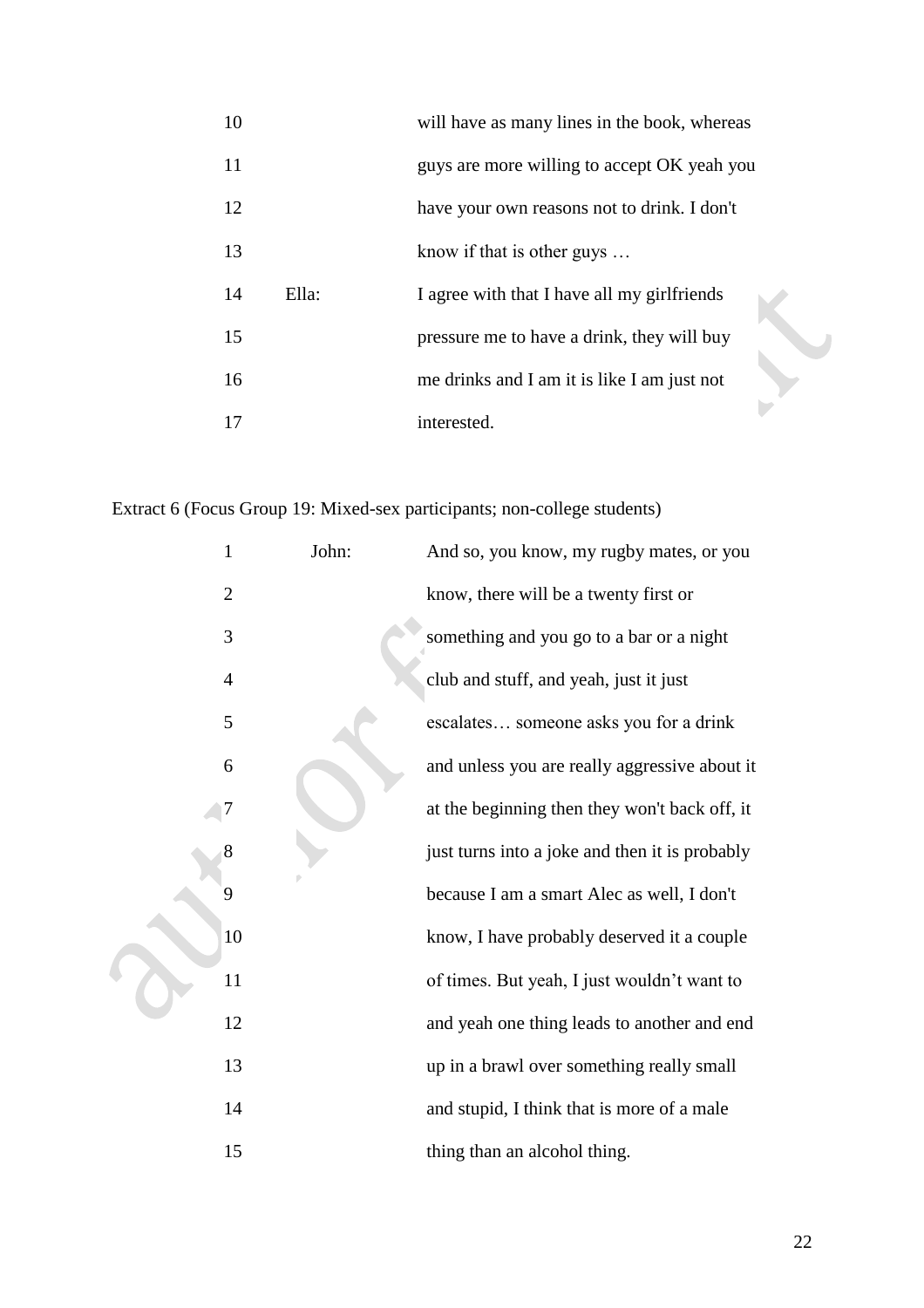| | | |
|---|---|---|
| 10 | | will have as many lines in the book, whereas |
| 11 | | guys are more willing to accept OK yeah you |
| 12 | | have your own reasons not to drink. I don't |
| 13 | | know if that is other guys … |
| 14 | Ella: | I agree with that I have all my girlfriends |
| 15 | | pressure me to have a drink, they will buy |
| 16 | | me drinks and I am it is like I am just not |
| 17 | | interested. |

Extract 6 (Focus Group 19: Mixed-sex participants; non-college students)

| | | |
|---|---|---|
| 1 | John: | And so, you know, my rugby mates, or you |
| 2 | | know, there will be a twenty first or |
| 3 | | something and you go to a bar or a night |
| 4 | | club and stuff, and yeah, just it just |
| 5 | | escalates… someone asks you for a drink |
| 6 | | and unless you are really aggressive about it |
| 7 | | at the beginning then they won't back off, it |
| 8 | | just turns into a joke and then it is probably |
| 9 | | because I am a smart Alec as well, I don't |
| 10 | | know, I have probably deserved it a couple |
| 11 | | of times. But yeah, I just wouldn't want to |
| 12 | | and yeah one thing leads to another and end |
| 13 | | up in a brawl over something really small |
| 14 | | and stupid, I think that is more of a male |
| 15 | | thing than an alcohol thing. |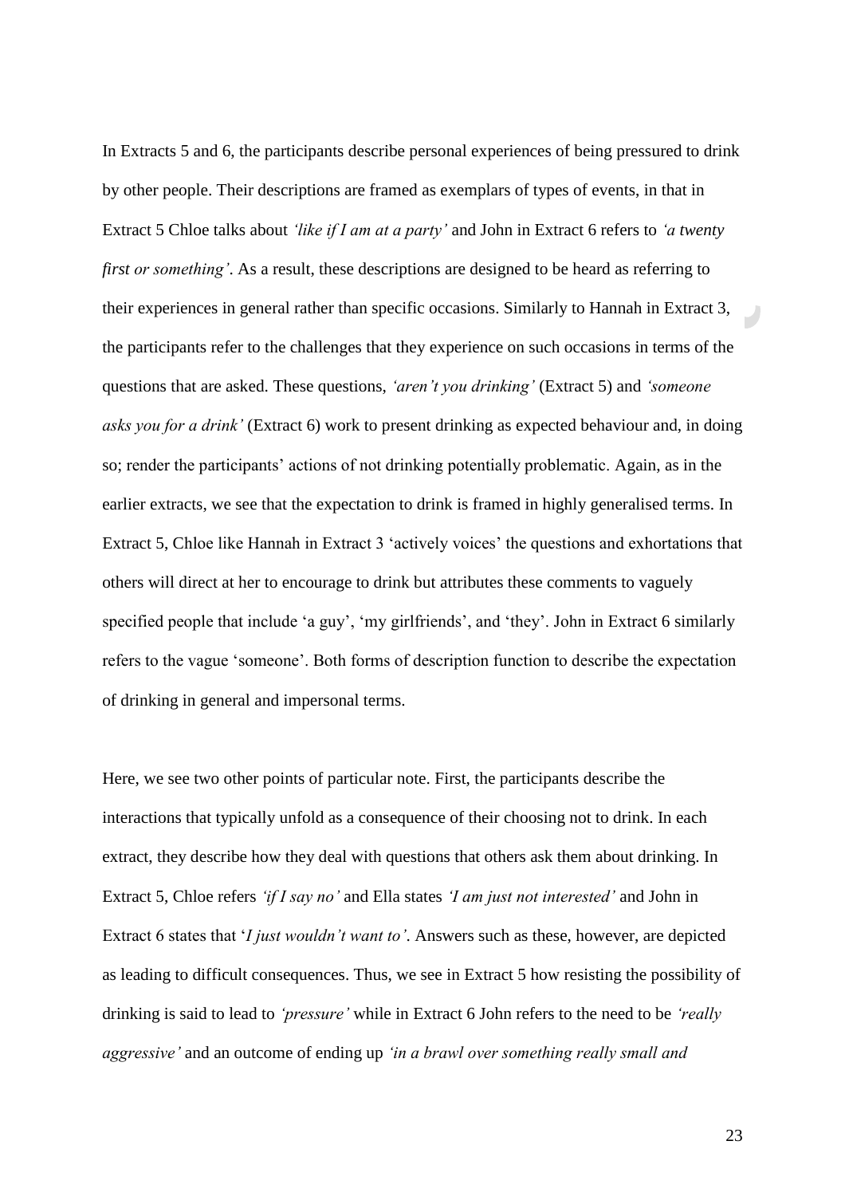In Extracts 5 and 6, the participants describe personal experiences of being pressured to drink by other people. Their descriptions are framed as exemplars of types of events, in that in Extract 5 Chloe talks about *'like if I am at a party'* and John in Extract 6 refers to *'a twenty first or something'*. As a result, these descriptions are designed to be heard as referring to their experiences in general rather than specific occasions. Similarly to Hannah in Extract 3, the participants refer to the challenges that they experience on such occasions in terms of the questions that are asked. These questions, *'aren't you drinking'* (Extract 5) and *'someone asks you for a drink'* (Extract 6) work to present drinking as expected behaviour and, in doing so; render the participants' actions of not drinking potentially problematic. Again, as in the earlier extracts, we see that the expectation to drink is framed in highly generalised terms. In Extract 5, Chloe like Hannah in Extract 3 'actively voices' the questions and exhortations that others will direct at her to encourage to drink but attributes these comments to vaguely specified people that include 'a guy', 'my girlfriends', and 'they'. John in Extract 6 similarly refers to the vague 'someone'. Both forms of description function to describe the expectation of drinking in general and impersonal terms.

Here, we see two other points of particular note. First, the participants describe the interactions that typically unfold as a consequence of their choosing not to drink. In each extract, they describe how they deal with questions that others ask them about drinking. In Extract 5, Chloe refers *'if I say no'* and Ella states *'I am just not interested'* and John in Extract 6 states that '*I just wouldn't want to'*. Answers such as these, however, are depicted as leading to difficult consequences. Thus, we see in Extract 5 how resisting the possibility of drinking is said to lead to *'pressure'* while in Extract 6 John refers to the need to be *'really aggressive'* and an outcome of ending up *'in a brawl over something really small and*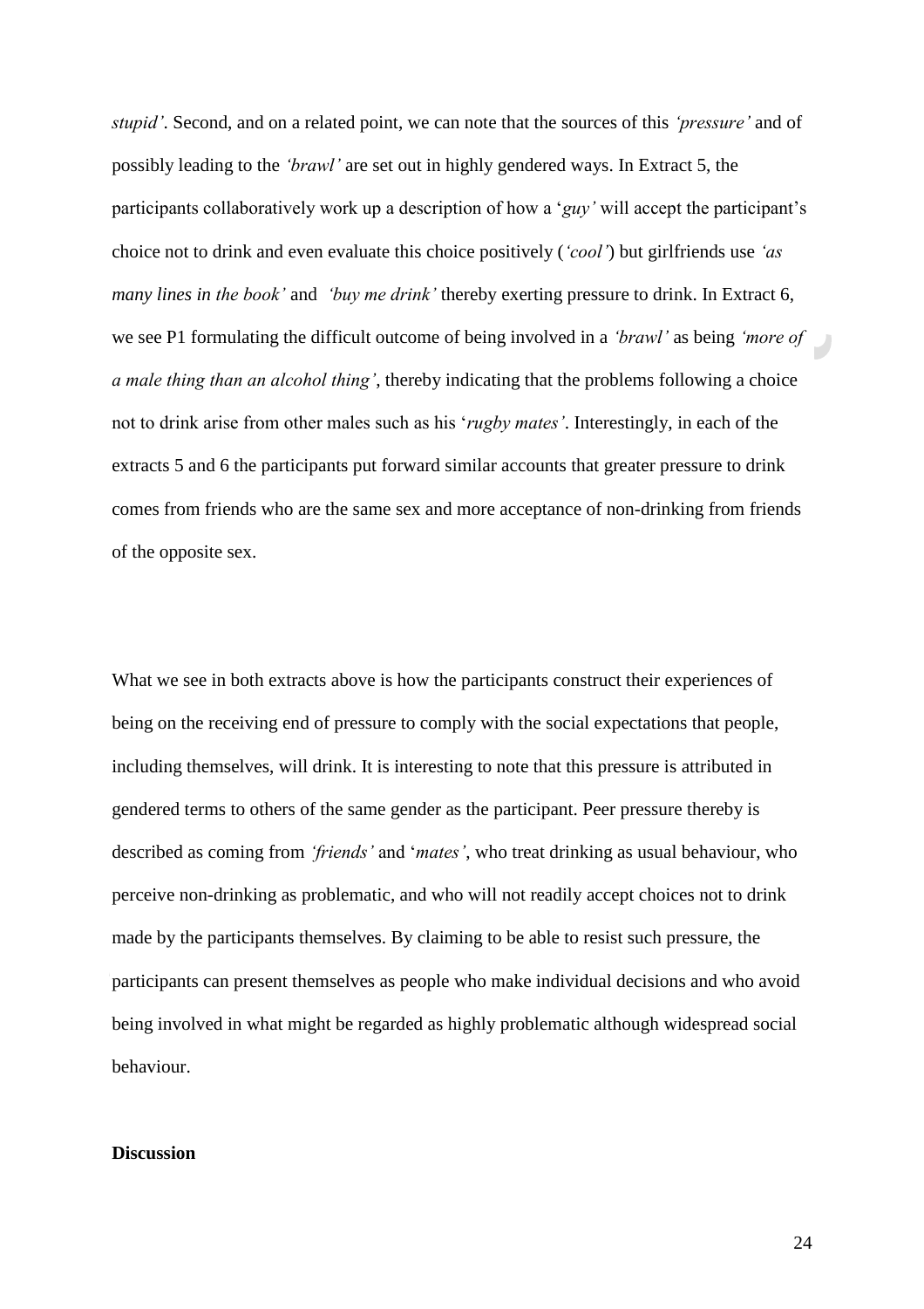*stupid'*. Second, and on a related point, we can note that the sources of this *'pressure'* and of possibly leading to the *'brawl'* are set out in highly gendered ways. In Extract 5, the participants collaboratively work up a description of how a '*guy'* will accept the participant's choice not to drink and even evaluate this choice positively (*'cool'*) but girlfriends use *'as many lines in the book'* and *'buy me drink'* thereby exerting pressure to drink. In Extract 6, we see P1 formulating the difficult outcome of being involved in a *'brawl'* as being *'more of a male thing than an alcohol thing'*, thereby indicating that the problems following a choice not to drink arise from other males such as his '*rugby mates'*. Interestingly, in each of the extracts 5 and 6 the participants put forward similar accounts that greater pressure to drink comes from friends who are the same sex and more acceptance of non-drinking from friends of the opposite sex.

What we see in both extracts above is how the participants construct their experiences of being on the receiving end of pressure to comply with the social expectations that people, including themselves, will drink. It is interesting to note that this pressure is attributed in gendered terms to others of the same gender as the participant. Peer pressure thereby is described as coming from *'friends'* and '*mates'*, who treat drinking as usual behaviour, who perceive non-drinking as problematic, and who will not readily accept choices not to drink made by the participants themselves. By claiming to be able to resist such pressure, the participants can present themselves as people who make individual decisions and who avoid being involved in what might be regarded as highly problematic although widespread social behaviour.

**Discussion**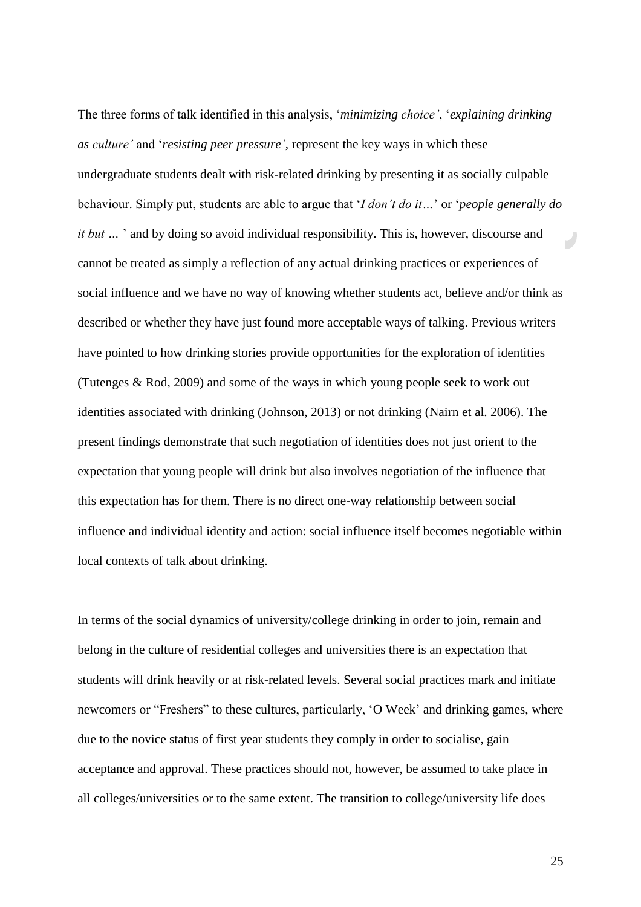The three forms of talk identified in this analysis, '*minimizing choice'*, '*explaining drinking as culture'* and '*resisting peer pressure'*, represent the key ways in which these undergraduate students dealt with risk-related drinking by presenting it as socially culpable behaviour. Simply put, students are able to argue that '*I don't do it…*' or '*people generally do it but …* ' and by doing so avoid individual responsibility. This is, however, discourse and cannot be treated as simply a reflection of any actual drinking practices or experiences of social influence and we have no way of knowing whether students act, believe and/or think as described or whether they have just found more acceptable ways of talking. Previous writers have pointed to how drinking stories provide opportunities for the exploration of identities (Tutenges & Rod, 2009) and some of the ways in which young people seek to work out identities associated with drinking (Johnson, 2013) or not drinking (Nairn et al. 2006). The present findings demonstrate that such negotiation of identities does not just orient to the expectation that young people will drink but also involves negotiation of the influence that this expectation has for them. There is no direct one-way relationship between social influence and individual identity and action: social influence itself becomes negotiable within local contexts of talk about drinking.

In terms of the social dynamics of university/college drinking in order to join, remain and belong in the culture of residential colleges and universities there is an expectation that students will drink heavily or at risk-related levels. Several social practices mark and initiate newcomers or "Freshers" to these cultures, particularly, 'O Week' and drinking games, where due to the novice status of first year students they comply in order to socialise, gain acceptance and approval. These practices should not, however, be assumed to take place in all colleges/universities or to the same extent. The transition to college/university life does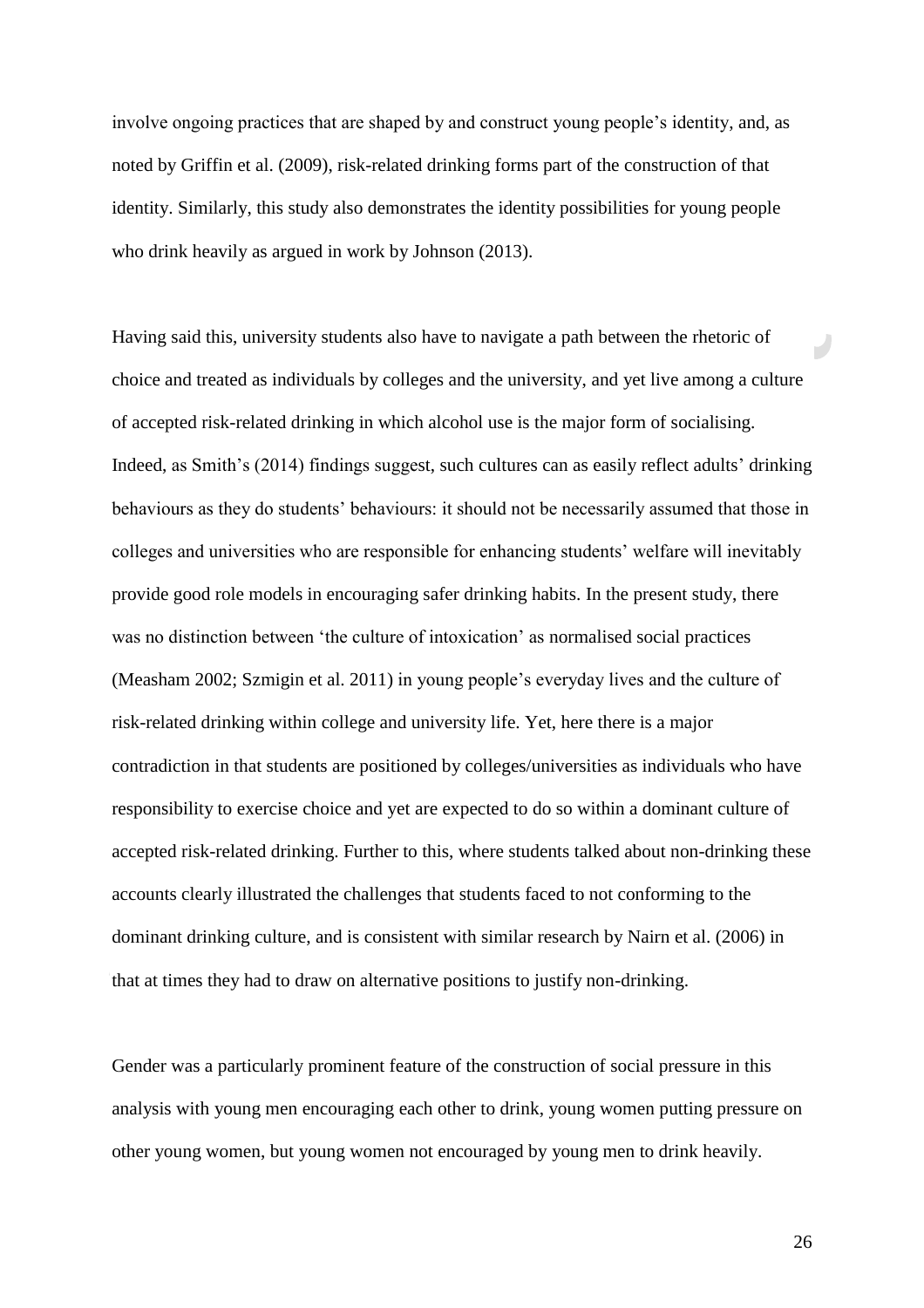involve ongoing practices that are shaped by and construct young people's identity, and, as noted by Griffin et al. (2009), risk-related drinking forms part of the construction of that identity. Similarly, this study also demonstrates the identity possibilities for young people who drink heavily as argued in work by Johnson (2013).

Having said this, university students also have to navigate a path between the rhetoric of choice and treated as individuals by colleges and the university, and yet live among a culture of accepted risk-related drinking in which alcohol use is the major form of socialising. Indeed, as Smith's (2014) findings suggest, such cultures can as easily reflect adults' drinking behaviours as they do students' behaviours: it should not be necessarily assumed that those in colleges and universities who are responsible for enhancing students' welfare will inevitably provide good role models in encouraging safer drinking habits. In the present study, there was no distinction between 'the culture of intoxication' as normalised social practices (Measham 2002; Szmigin et al. 2011) in young people's everyday lives and the culture of risk-related drinking within college and university life. Yet, here there is a major contradiction in that students are positioned by colleges/universities as individuals who have responsibility to exercise choice and yet are expected to do so within a dominant culture of accepted risk-related drinking. Further to this, where students talked about non-drinking these accounts clearly illustrated the challenges that students faced to not conforming to the dominant drinking culture, and is consistent with similar research by Nairn et al. (2006) in that at times they had to draw on alternative positions to justify non-drinking.

Gender was a particularly prominent feature of the construction of social pressure in this analysis with young men encouraging each other to drink, young women putting pressure on other young women, but young women not encouraged by young men to drink heavily.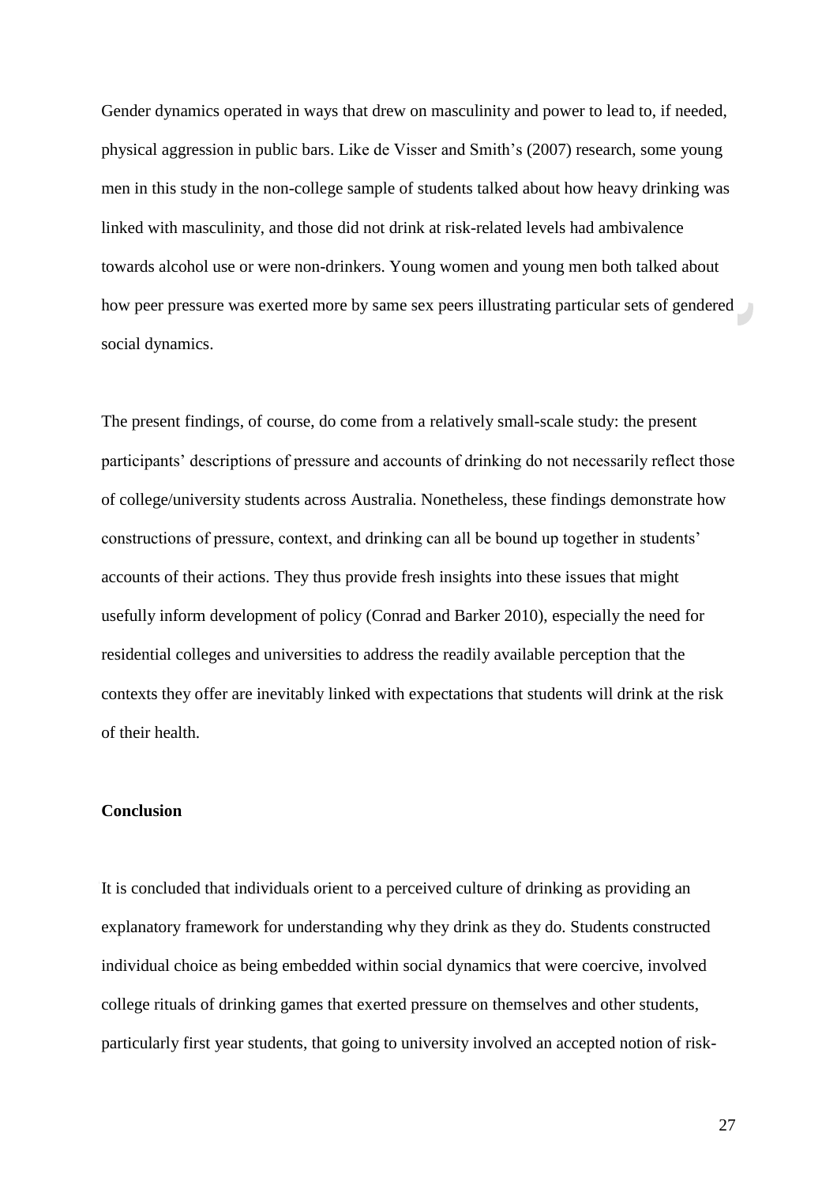Gender dynamics operated in ways that drew on masculinity and power to lead to, if needed, physical aggression in public bars. Like de Visser and Smith's (2007) research, some young men in this study in the non-college sample of students talked about how heavy drinking was linked with masculinity, and those did not drink at risk-related levels had ambivalence towards alcohol use or were non-drinkers. Young women and young men both talked about how peer pressure was exerted more by same sex peers illustrating particular sets of gendered social dynamics.

The present findings, of course, do come from a relatively small-scale study: the present participants' descriptions of pressure and accounts of drinking do not necessarily reflect those of college/university students across Australia. Nonetheless, these findings demonstrate how constructions of pressure, context, and drinking can all be bound up together in students' accounts of their actions. They thus provide fresh insights into these issues that might usefully inform development of policy (Conrad and Barker 2010), especially the need for residential colleges and universities to address the readily available perception that the contexts they offer are inevitably linked with expectations that students will drink at the risk of their health.

**Conclusion**

It is concluded that individuals orient to a perceived culture of drinking as providing an explanatory framework for understanding why they drink as they do. Students constructed individual choice as being embedded within social dynamics that were coercive, involved college rituals of drinking games that exerted pressure on themselves and other students, particularly first year students, that going to university involved an accepted notion of risk-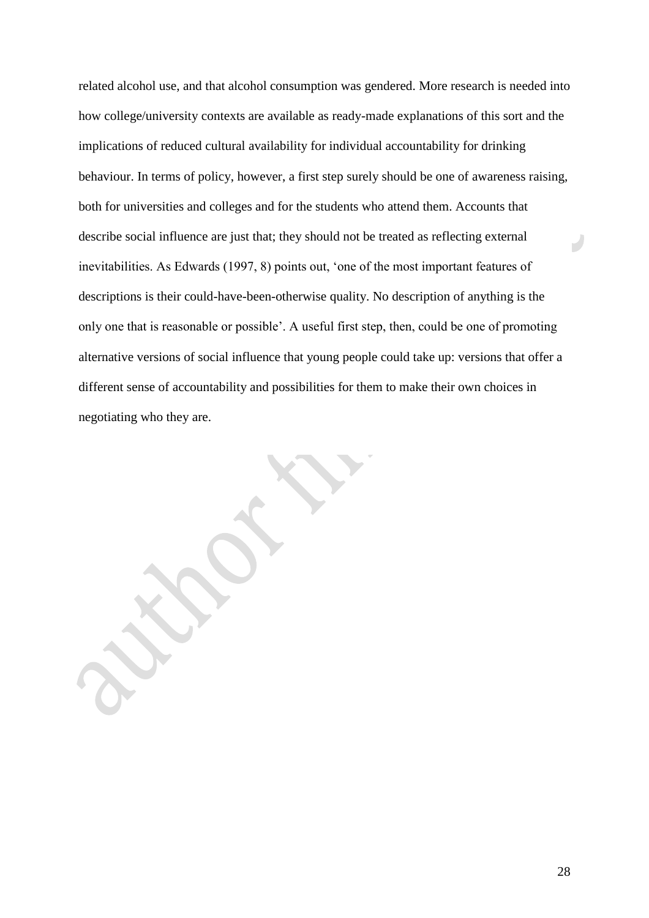related alcohol use, and that alcohol consumption was gendered. More research is needed into how college/university contexts are available as ready-made explanations of this sort and the implications of reduced cultural availability for individual accountability for drinking behaviour. In terms of policy, however, a first step surely should be one of awareness raising, both for universities and colleges and for the students who attend them. Accounts that describe social influence are just that; they should not be treated as reflecting external inevitabilities. As Edwards (1997, 8) points out, 'one of the most important features of descriptions is their could-have-been-otherwise quality. No description of anything is the only one that is reasonable or possible'. A useful first step, then, could be one of promoting alternative versions of social influence that young people could take up: versions that offer a different sense of accountability and possibilities for them to make their own choices in negotiating who they are.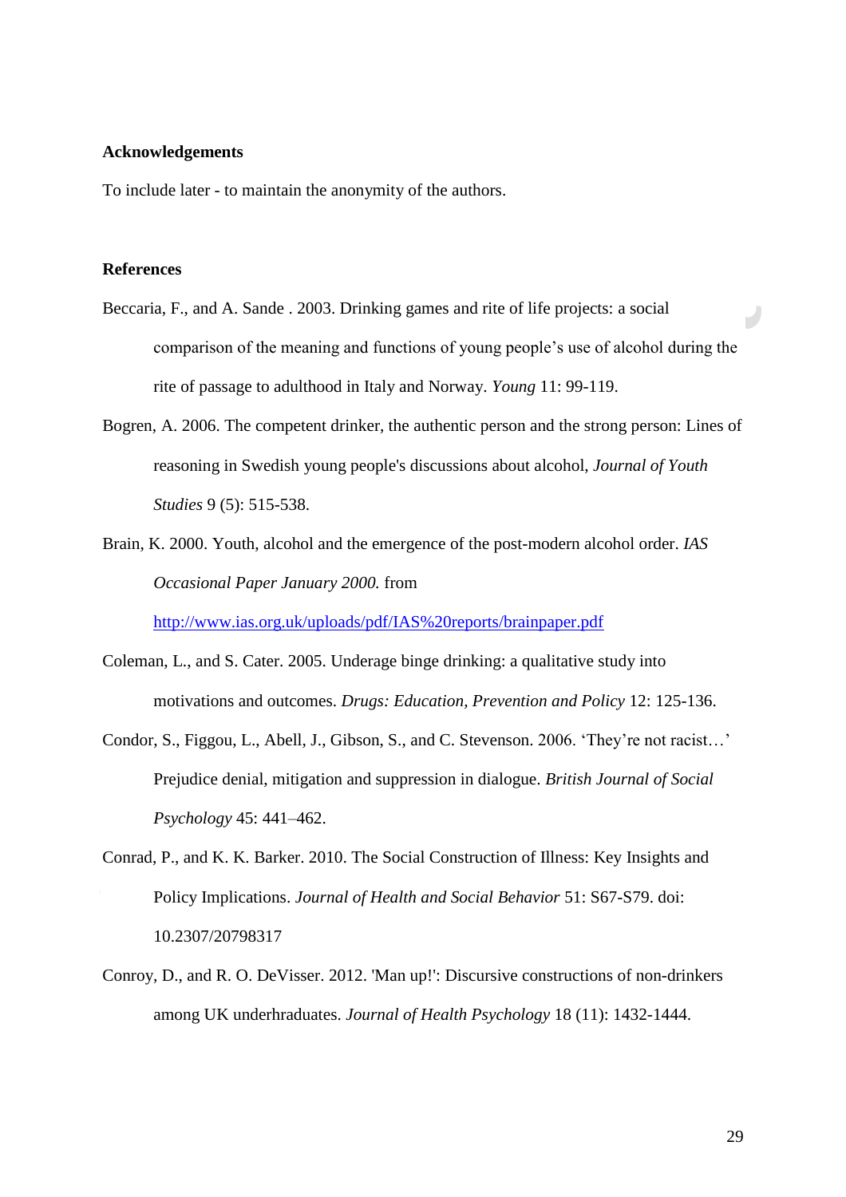## Acknowledgements

To include later - to maintain the anonymity of the authors.

## References

Beccaria, F., and A. Sande . 2003. Drinking games and rite of life projects: a social comparison of the meaning and functions of young people's use of alcohol during the rite of passage to adulthood in Italy and Norway. *Young* 11: 99-119.

Bogren, A. 2006. The competent drinker, the authentic person and the strong person: Lines of reasoning in Swedish young people's discussions about alcohol, *Journal of Youth Studies* 9 (5): 515-538.

Brain, K. 2000. Youth, alcohol and the emergence of the post-modern alcohol order. *IAS Occasional Paper January 2000.* from http://www.ias.org.uk/uploads/pdf/IAS%20reports/brainpaper.pdf

Coleman, L., and S. Cater. 2005. Underage binge drinking: a qualitative study into motivations and outcomes. *Drugs: Education, Prevention and Policy* 12: 125-136.

Condor, S., Figgou, L., Abell, J., Gibson, S., and C. Stevenson. 2006. 'They're not racist…' Prejudice denial, mitigation and suppression in dialogue. *British Journal of Social Psychology* 45: 441–462.

Conrad, P., and K. K. Barker. 2010. The Social Construction of Illness: Key Insights and Policy Implications. *Journal of Health and Social Behavior* 51: S67-S79. doi: 10.2307/20798317

Conroy, D., and R. O. DeVisser. 2012. 'Man up!': Discursive constructions of non-drinkers among UK underhraduates. *Journal of Health Psychology* 18 (11): 1432-1444.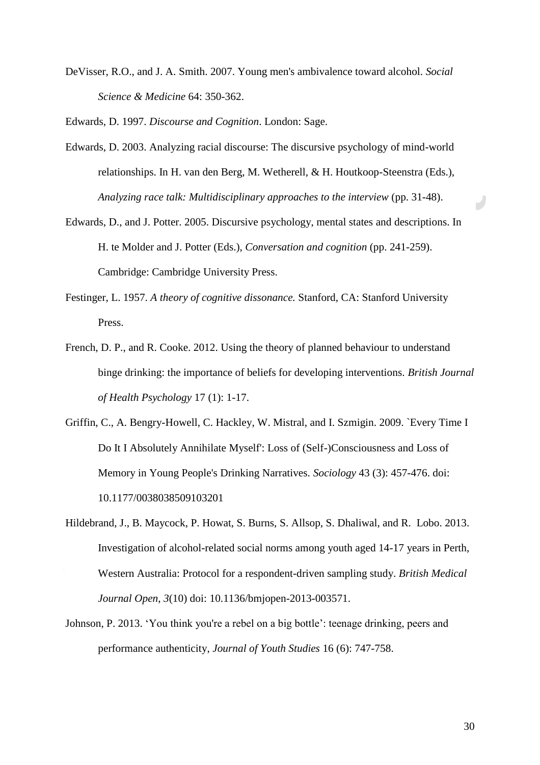DeVisser, R.O., and J. A. Smith. 2007. Young men's ambivalence toward alcohol. *Social Science & Medicine* 64: 350-362.

Edwards, D. 1997. *Discourse and Cognition*. London: Sage.

Edwards, D. 2003. Analyzing racial discourse: The discursive psychology of mind-world relationships. In H. van den Berg, M. Wetherell, & H. Houtkoop-Steenstra (Eds.), *Analyzing race talk: Multidisciplinary approaches to the interview* (pp. 31-48).

Edwards, D., and J. Potter. 2005. Discursive psychology, mental states and descriptions. In H. te Molder and J. Potter (Eds.), *Conversation and cognition* (pp. 241-259). Cambridge: Cambridge University Press.

Festinger, L. 1957. *A theory of cognitive dissonance.* Stanford, CA: Stanford University Press.

French, D. P., and R. Cooke. 2012. Using the theory of planned behaviour to understand binge drinking: the importance of beliefs for developing interventions. *British Journal of Health Psychology* 17 (1): 1-17.

Griffin, C., A. Bengry-Howell, C. Hackley, W. Mistral, and I. Szmigin. 2009. `Every Time I Do It I Absolutely Annihilate Myself': Loss of (Self-)Consciousness and Loss of Memory in Young People's Drinking Narratives. *Sociology* 43 (3): 457-476. doi: 10.1177/0038038509103201

Hildebrand, J., B. Maycock, P. Howat, S. Burns, S. Allsop, S. Dhaliwal, and R. Lobo. 2013. Investigation of alcohol-related social norms among youth aged 14-17 years in Perth, Western Australia: Protocol for a respondent-driven sampling study. *British Medical Journal Open*, *3*(10) doi: 10.1136/bmjopen-2013-003571.

Johnson, P. 2013. 'You think you're a rebel on a big bottle': teenage drinking, peers and performance authenticity, *Journal of Youth Studies* 16 (6): 747-758.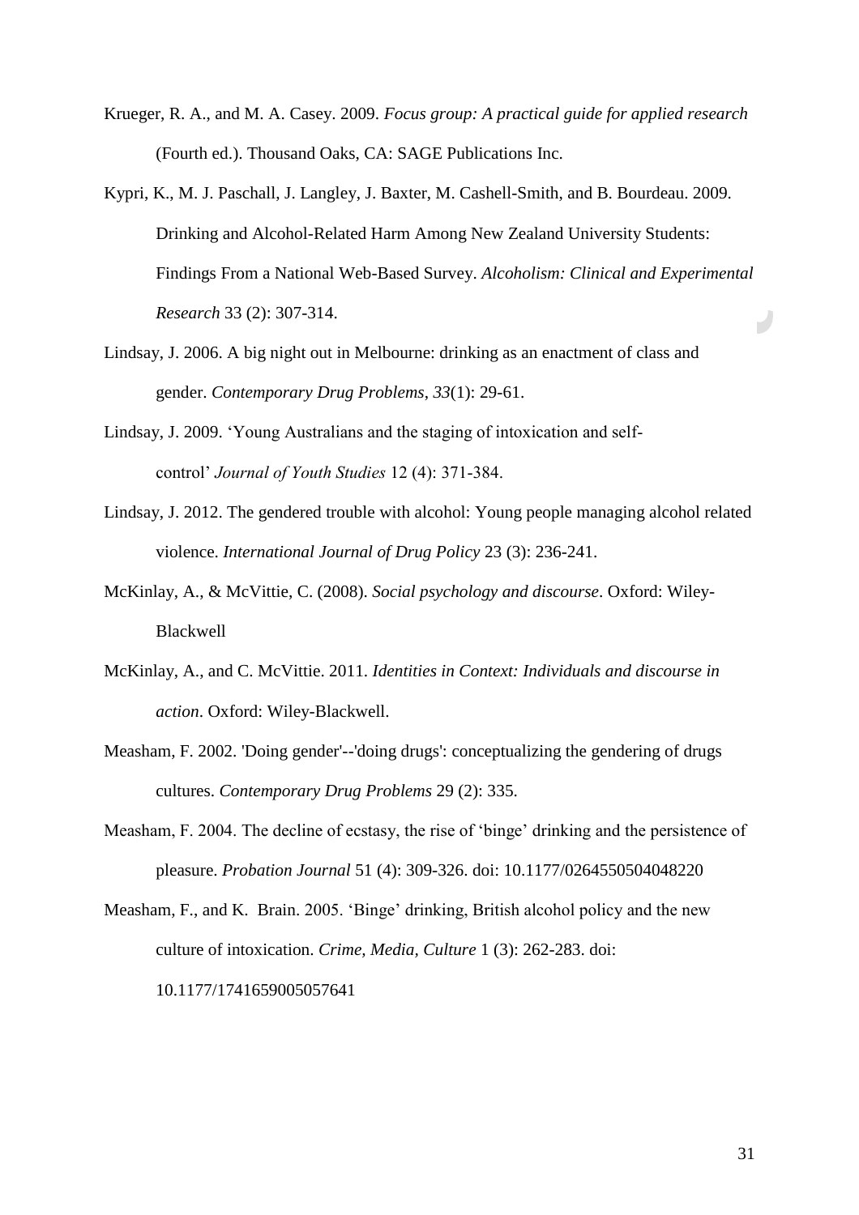Krueger, R. A., and M. A. Casey. 2009. *Focus group: A practical guide for applied research* (Fourth ed.). Thousand Oaks, CA: SAGE Publications Inc.

Kypri, K., M. J. Paschall, J. Langley, J. Baxter, M. Cashell-Smith, and B. Bourdeau. 2009. Drinking and Alcohol-Related Harm Among New Zealand University Students: Findings From a National Web-Based Survey. *Alcoholism: Clinical and Experimental Research* 33 (2): 307-314.

Lindsay, J. 2006. A big night out in Melbourne: drinking as an enactment of class and gender. *Contemporary Drug Problems*, *33*(1): 29-61.

Lindsay, J. 2009. 'Young Australians and the staging of intoxication and self-control' *Journal of Youth Studies* 12 (4): 371-384.

Lindsay, J. 2012. The gendered trouble with alcohol: Young people managing alcohol related violence. *International Journal of Drug Policy* 23 (3): 236-241.

McKinlay, A., & McVittie, C. (2008). *Social psychology and discourse*. Oxford: Wiley-Blackwell

McKinlay, A., and C. McVittie. 2011. *Identities in Context: Individuals and discourse in action*. Oxford: Wiley-Blackwell.

Measham, F. 2002. 'Doing gender'--'doing drugs': conceptualizing the gendering of drugs cultures. *Contemporary Drug Problems* 29 (2): 335.

Measham, F. 2004. The decline of ecstasy, the rise of 'binge' drinking and the persistence of pleasure. *Probation Journal* 51 (4): 309-326. doi: 10.1177/0264550504048220

Measham, F., and K. Brain. 2005. 'Binge' drinking, British alcohol policy and the new culture of intoxication. *Crime, Media, Culture* 1 (3): 262-283. doi: 10.1177/1741659005057641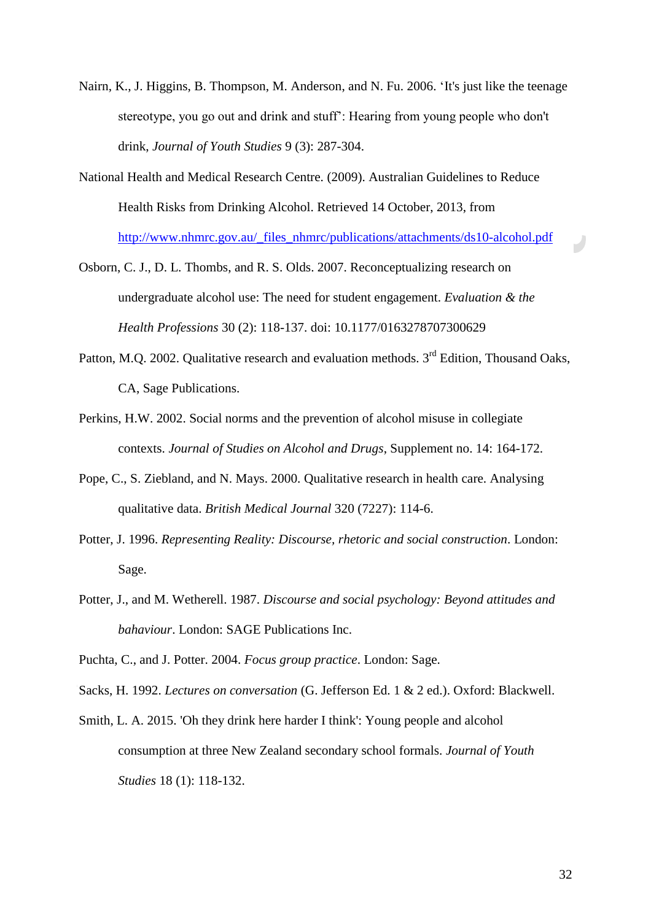Nairn, K., J. Higgins, B. Thompson, M. Anderson, and N. Fu. 2006. 'It's just like the teenage stereotype, you go out and drink and stuff': Hearing from young people who don't drink, *Journal of Youth Studies* 9 (3): 287-304.

National Health and Medical Research Centre. (2009). Australian Guidelines to Reduce Health Risks from Drinking Alcohol. Retrieved 14 October, 2013, from http://www.nhmrc.gov.au/_files_nhmrc/publications/attachments/ds10-alcohol.pdf

Osborn, C. J., D. L. Thombs, and R. S. Olds. 2007. Reconceptualizing research on undergraduate alcohol use: The need for student engagement. *Evaluation & the Health Professions* 30 (2): 118-137. doi: 10.1177/0163278707300629

Patton, M.Q. 2002. Qualitative research and evaluation methods. 3rd Edition, Thousand Oaks, CA, Sage Publications.

Perkins, H.W. 2002. Social norms and the prevention of alcohol misuse in collegiate contexts. *Journal of Studies on Alcohol and Drugs*, Supplement no. 14: 164-172.

Pope, C., S. Ziebland, and N. Mays. 2000. Qualitative research in health care. Analysing qualitative data. *British Medical Journal* 320 (7227): 114-6.

Potter, J. 1996. *Representing Reality: Discourse, rhetoric and social construction*. London: Sage.

Potter, J., and M. Wetherell. 1987. *Discourse and social psychology: Beyond attitudes and bahaviour*. London: SAGE Publications Inc.

Puchta, C., and J. Potter. 2004. *Focus group practice*. London: Sage.

Sacks, H. 1992. *Lectures on conversation* (G. Jefferson Ed. 1 & 2 ed.). Oxford: Blackwell.

Smith, L. A. 2015. 'Oh they drink here harder I think': Young people and alcohol consumption at three New Zealand secondary school formals. *Journal of Youth Studies* 18 (1): 118-132.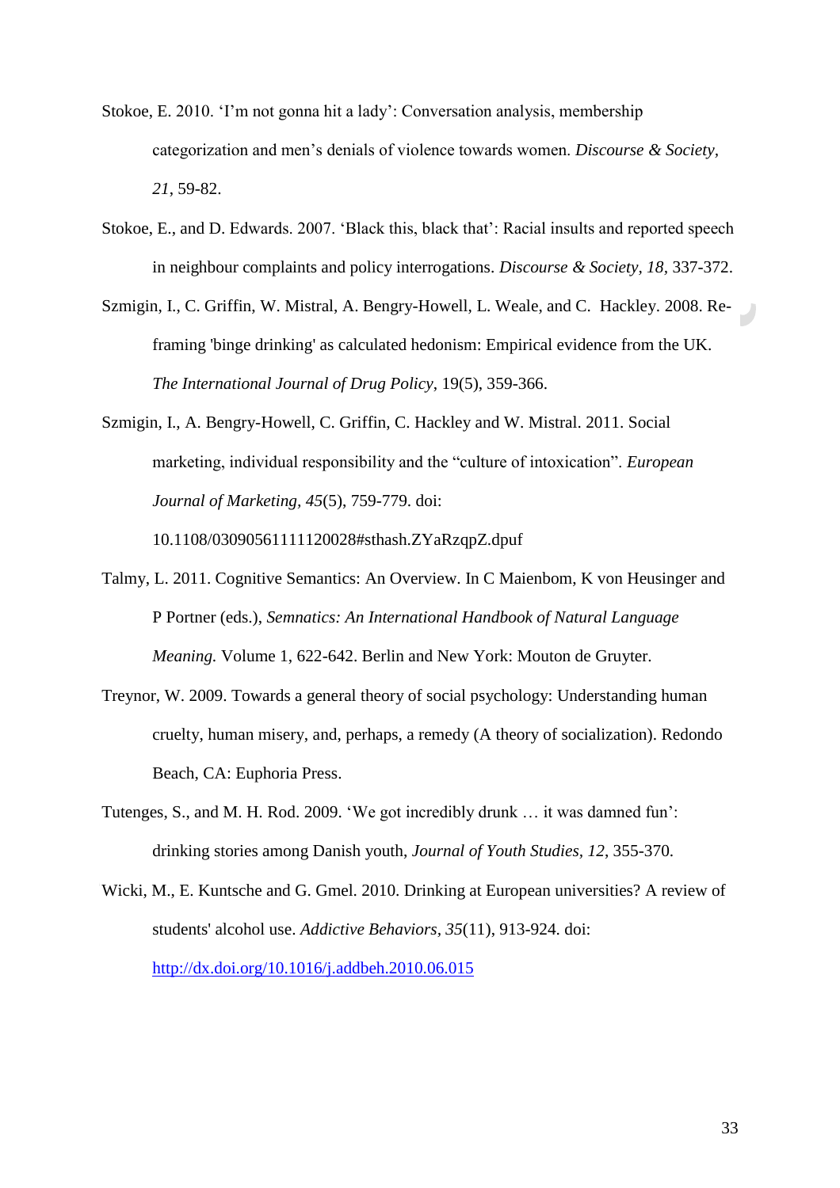Stokoe, E. 2010. ‘I’m not gonna hit a lady’: Conversation analysis, membership categorization and men’s denials of violence towards women. *Discourse & Society, 21*, 59-82.

Stokoe, E., and D. Edwards. 2007. ‘Black this, black that’: Racial insults and reported speech in neighbour complaints and policy interrogations. *Discourse & Society, 18,* 337-372.

Szmigin, I., C. Griffin, W. Mistral, A. Bengry-Howell, L. Weale, and C. Hackley. 2008. Re-framing 'binge drinking' as calculated hedonism: Empirical evidence from the UK. *The International Journal of Drug Policy*, 19(5), 359-366.

Szmigin, I., A. Bengry-Howell, C. Griffin, C. Hackley and W. Mistral. 2011. Social marketing, individual responsibility and the “culture of intoxication”. *European Journal of Marketing, 45*(5), 759-779. doi: 10.1108/03090561111120028#sthash.ZYaRzqpZ.dpuf

Talmy, L. 2011. Cognitive Semantics: An Overview. In C Maienbom, K von Heusinger and P Portner (eds.), *Semnatics: An International Handbook of Natural Language Meaning.* Volume 1, 622-642. Berlin and New York: Mouton de Gruyter.

Treynor, W. 2009. Towards a general theory of social psychology: Understanding human cruelty, human misery, and, perhaps, a remedy (A theory of socialization). Redondo Beach, CA: Euphoria Press.

Tutenges, S., and M. H. Rod. 2009. ‘We got incredibly drunk … it was damned fun’: drinking stories among Danish youth, *Journal of Youth Studies, 12*, 355-370.

Wicki, M., E. Kuntsche and G. Gmel. 2010. Drinking at European universities? A review of students' alcohol use. *Addictive Behaviors, 35*(11), 913-924. doi: http://dx.doi.org/10.1016/j.addbeh.2010.06.015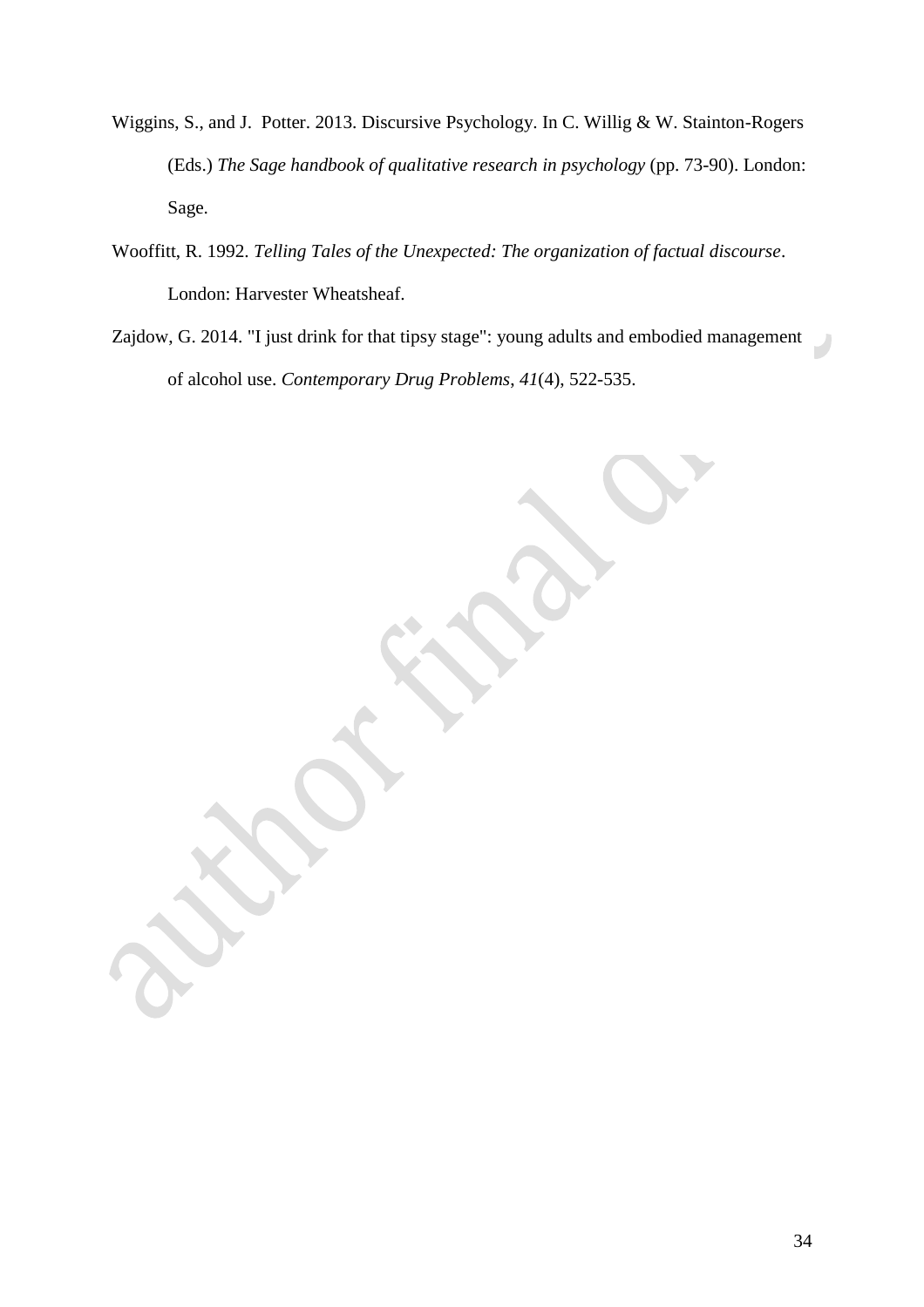Wiggins, S., and J.  Potter. 2013. Discursive Psychology. In C. Willig & W. Stainton-Rogers (Eds.) *The Sage handbook of qualitative research in psychology* (pp. 73-90). London: Sage.

Wooffitt, R. 1992. *Telling Tales of the Unexpected: The organization of factual discourse*. London: Harvester Wheatsheaf.

Zajdow, G. 2014. "I just drink for that tipsy stage": young adults and embodied management of alcohol use. *Contemporary Drug Problems*, *41*(4), 522-535.